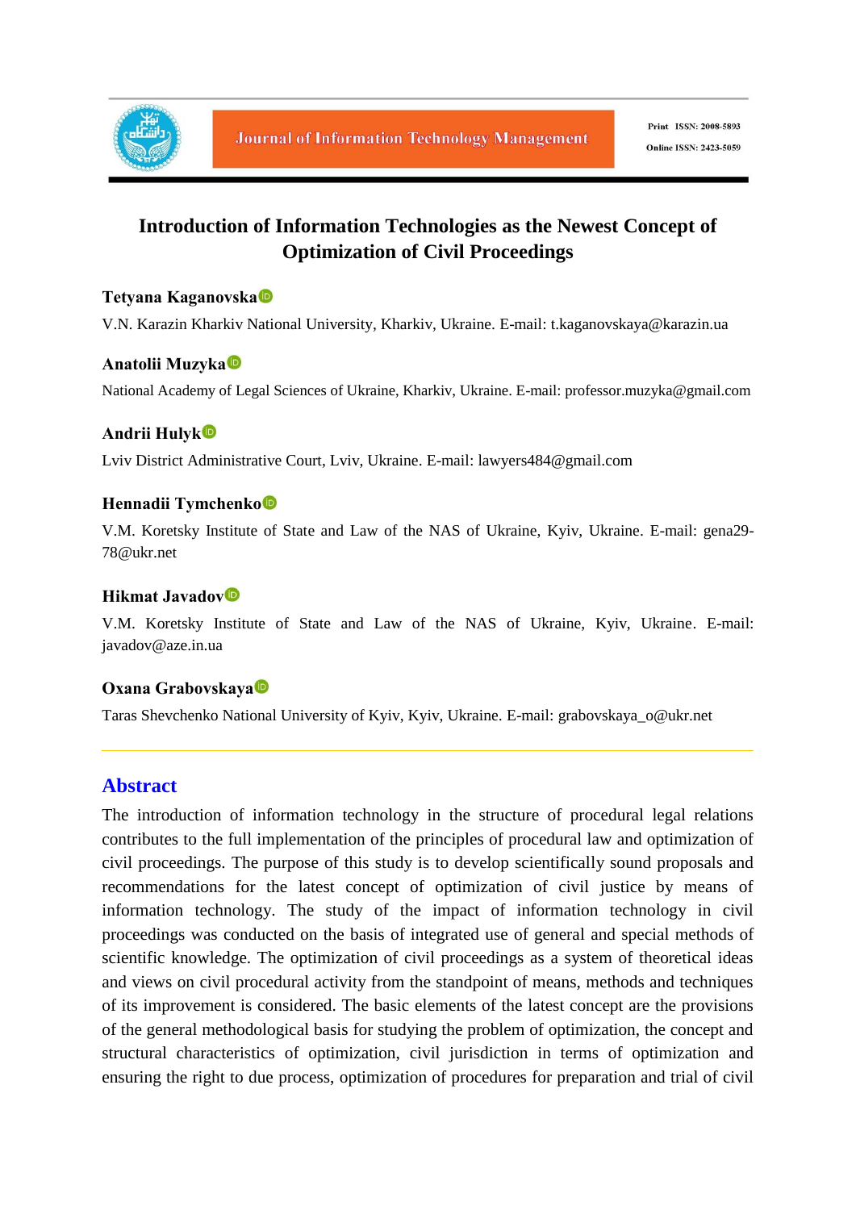# Introduction of Information Technologies as the Newest Concept of Optimization of Civil Proceedings

**Tetyana Kaganovska**

V.N. Karazin Kharkiv National University, Kharkiv, Ukraine. E-mail: t.kaganovskaya@karazin.ua

**Anatolii Muzyka**

National Academy of Legal Sciences of Ukraine, Kharkiv, Ukraine. E-mail: professor.muzyka@gmail.com

**Andrii Hulyk**

Lviv District Administrative Court, Lviv, Ukraine. E-mail: lawyers484@gmail.com

**Hennadii Tymchenko**

V.M. Koretsky Institute of State and Law of the NAS of Ukraine, Kyiv, Ukraine. E-mail: gena29-78@ukr.net

**Hikmat Javadov**

V.M. Koretsky Institute of State and Law of the NAS of Ukraine, Kyiv, Ukraine. E-mail: javadov@aze.in.ua

**Oxana Grabovskaya**

Taras Shevchenko National University of Kyiv, Kyiv, Ukraine. E-mail: grabovskaya_o@ukr.net

## Abstract

The introduction of information technology in the structure of procedural legal relations contributes to the full implementation of the principles of procedural law and optimization of civil proceedings. The purpose of this study is to develop scientifically sound proposals and recommendations for the latest concept of optimization of civil justice by means of information technology. The study of the impact of information technology in civil proceedings was conducted on the basis of integrated use of general and special methods of scientific knowledge. The optimization of civil proceedings as a system of theoretical ideas and views on civil procedural activity from the standpoint of means, methods and techniques of its improvement is considered. The basic elements of the latest concept are the provisions of the general methodological basis for studying the problem of optimization, the concept and structural characteristics of optimization, civil jurisdiction in terms of optimization and ensuring the right to due process, optimization of procedures for preparation and trial of civil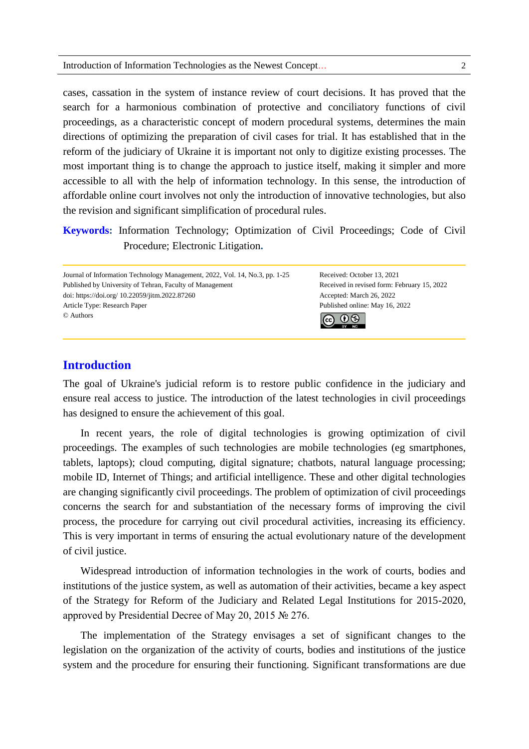cases, cassation in the system of instance review of court decisions. It has proved that the search for a harmonious combination of protective and conciliatory functions of civil proceedings, as a characteristic concept of modern procedural systems, determines the main directions of optimizing the preparation of civil cases for trial. It has established that in the reform of the judiciary of Ukraine it is important not only to digitize existing processes. The most important thing is to change the approach to justice itself, making it simpler and more accessible to all with the help of information technology. In this sense, the introduction of affordable online court involves not only the introduction of innovative technologies, but also the revision and significant simplification of procedural rules.

**Keywords:** Information Technology; Optimization of Civil Proceedings; Code of Civil Procedure; Electronic Litigation.

Journal of Information Technology Management, 2022, Vol. 14, No.3, pp. 1-25
Published by University of Tehran, Faculty of Management
doi: https://doi.org/ 10.22059/jitm.2022.87260
Article Type: Research Paper
© Authors

Received: October 13, 2021
Received in revised form: February 15, 2022
Accepted: March 26, 2022
Published online: May 16, 2022

## Introduction

The goal of Ukraine's judicial reform is to restore public confidence in the judiciary and ensure real access to justice. The introduction of the latest technologies in civil proceedings has designed to ensure the achievement of this goal.

In recent years, the role of digital technologies is growing optimization of civil proceedings. The examples of such technologies are mobile technologies (eg smartphones, tablets, laptops); cloud computing, digital signature; chatbots, natural language processing; mobile ID, Internet of Things; and artificial intelligence. These and other digital technologies are changing significantly civil proceedings. The problem of optimization of civil proceedings concerns the search for and substantiation of the necessary forms of improving the civil process, the procedure for carrying out civil procedural activities, increasing its efficiency. This is very important in terms of ensuring the actual evolutionary nature of the development of civil justice.

Widespread introduction of information technologies in the work of courts, bodies and institutions of the justice system, as well as automation of their activities, became a key aspect of the Strategy for Reform of the Judiciary and Related Legal Institutions for 2015-2020, approved by Presidential Decree of May 20, 2015 № 276.

The implementation of the Strategy envisages a set of significant changes to the legislation on the organization of the activity of courts, bodies and institutions of the justice system and the procedure for ensuring their functioning. Significant transformations are due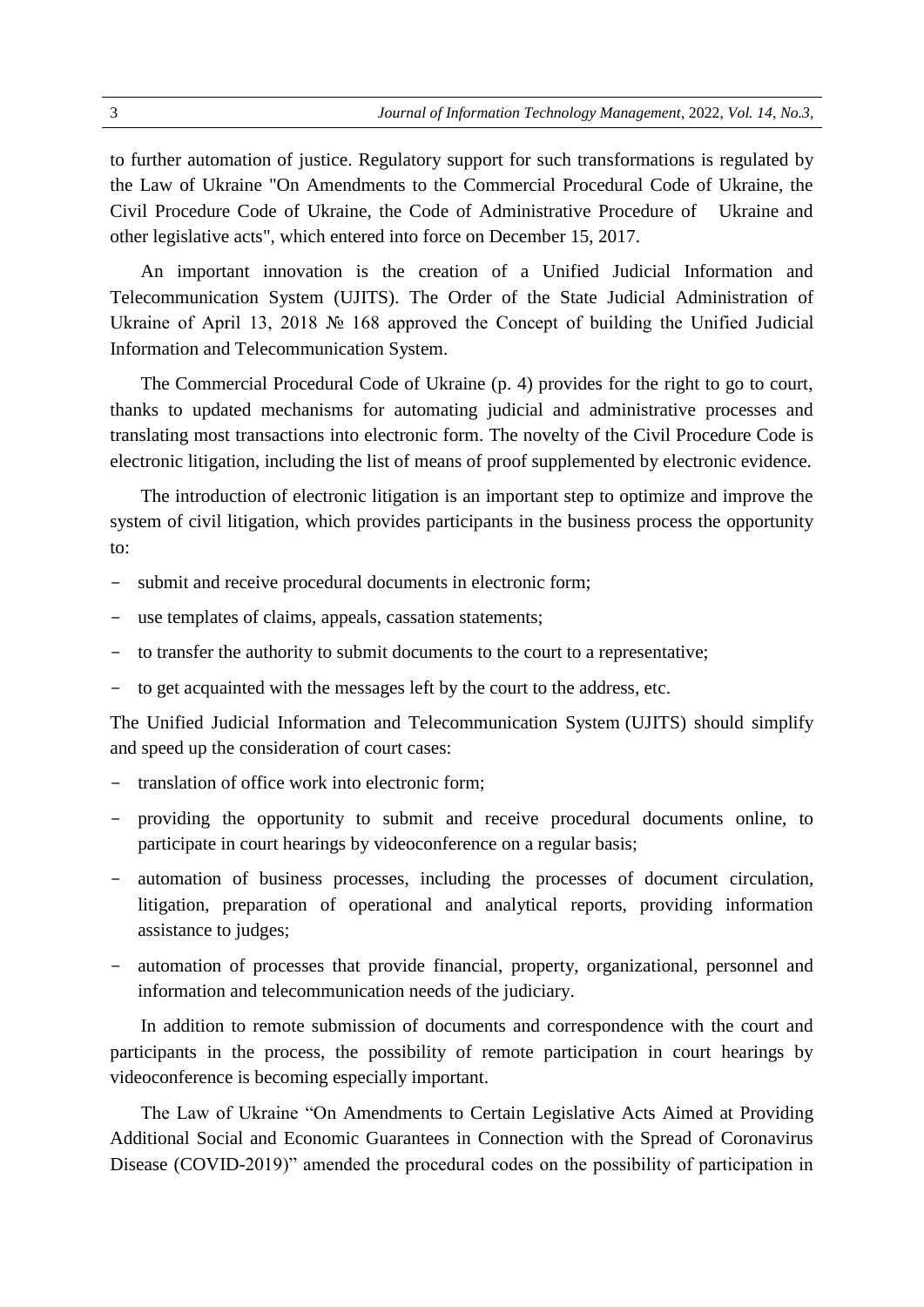to further automation of justice. Regulatory support for such transformations is regulated by the Law of Ukraine "On Amendments to the Commercial Procedural Code of Ukraine, the Civil Procedure Code of Ukraine, the Code of Administrative Procedure of Ukraine and other legislative acts", which entered into force on December 15, 2017.

An important innovation is the creation of a Unified Judicial Information and Telecommunication System (UJITS). The Order of the State Judicial Administration of Ukraine of April 13, 2018 № 168 approved the Concept of building the Unified Judicial Information and Telecommunication System.

The Commercial Procedural Code of Ukraine (p. 4) provides for the right to go to court, thanks to updated mechanisms for automating judicial and administrative processes and translating most transactions into electronic form. The novelty of the Civil Procedure Code is electronic litigation, including the list of means of proof supplemented by electronic evidence.

The introduction of electronic litigation is an important step to optimize and improve the system of civil litigation, which provides participants in the business process the opportunity to:

- submit and receive procedural documents in electronic form;
- use templates of claims, appeals, cassation statements;
- to transfer the authority to submit documents to the court to a representative;
- to get acquainted with the messages left by the court to the address, etc.

The Unified Judicial Information and Telecommunication System (UJITS) should simplify and speed up the consideration of court cases:

- translation of office work into electronic form;
- providing the opportunity to submit and receive procedural documents online, to participate in court hearings by videoconference on a regular basis;
- automation of business processes, including the processes of document circulation, litigation, preparation of operational and analytical reports, providing information assistance to judges;
- automation of processes that provide financial, property, organizational, personnel and information and telecommunication needs of the judiciary.

In addition to remote submission of documents and correspondence with the court and participants in the process, the possibility of remote participation in court hearings by videoconference is becoming especially important.

The Law of Ukraine "On Amendments to Certain Legislative Acts Aimed at Providing Additional Social and Economic Guarantees in Connection with the Spread of Coronavirus Disease (COVID-2019)" amended the procedural codes on the possibility of participation in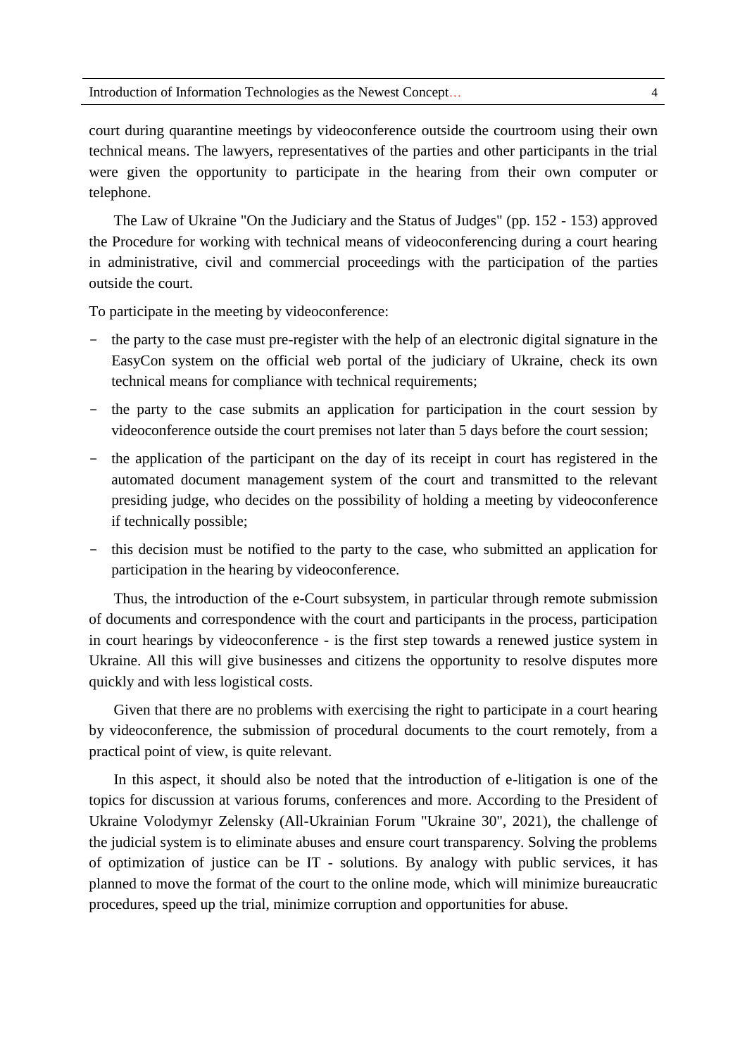court during quarantine meetings by videoconference outside the courtroom using their own technical means. The lawyers, representatives of the parties and other participants in the trial were given the opportunity to participate in the hearing from their own computer or telephone.

The Law of Ukraine "On the Judiciary and the Status of Judges" (pp. 152 - 153) approved the Procedure for working with technical means of videoconferencing during a court hearing in administrative, civil and commercial proceedings with the participation of the parties outside the court.

To participate in the meeting by videoconference:

- the party to the case must pre-register with the help of an electronic digital signature in the EasyCon system on the official web portal of the judiciary of Ukraine, check its own technical means for compliance with technical requirements;
- the party to the case submits an application for participation in the court session by videoconference outside the court premises not later than 5 days before the court session;
- the application of the participant on the day of its receipt in court has registered in the automated document management system of the court and transmitted to the relevant presiding judge, who decides on the possibility of holding a meeting by videoconference if technically possible;
- this decision must be notified to the party to the case, who submitted an application for participation in the hearing by videoconference.

Thus, the introduction of the e-Court subsystem, in particular through remote submission of documents and correspondence with the court and participants in the process, participation in court hearings by videoconference - is the first step towards a renewed justice system in Ukraine. All this will give businesses and citizens the opportunity to resolve disputes more quickly and with less logistical costs.

Given that there are no problems with exercising the right to participate in a court hearing by videoconference, the submission of procedural documents to the court remotely, from a practical point of view, is quite relevant.

In this aspect, it should also be noted that the introduction of e-litigation is one of the topics for discussion at various forums, conferences and more. According to the President of Ukraine Volodymyr Zelensky (All-Ukrainian Forum "Ukraine 30", 2021), the challenge of the judicial system is to eliminate abuses and ensure court transparency. Solving the problems of optimization of justice can be IT - solutions. By analogy with public services, it has planned to move the format of the court to the online mode, which will minimize bureaucratic procedures, speed up the trial, minimize corruption and opportunities for abuse.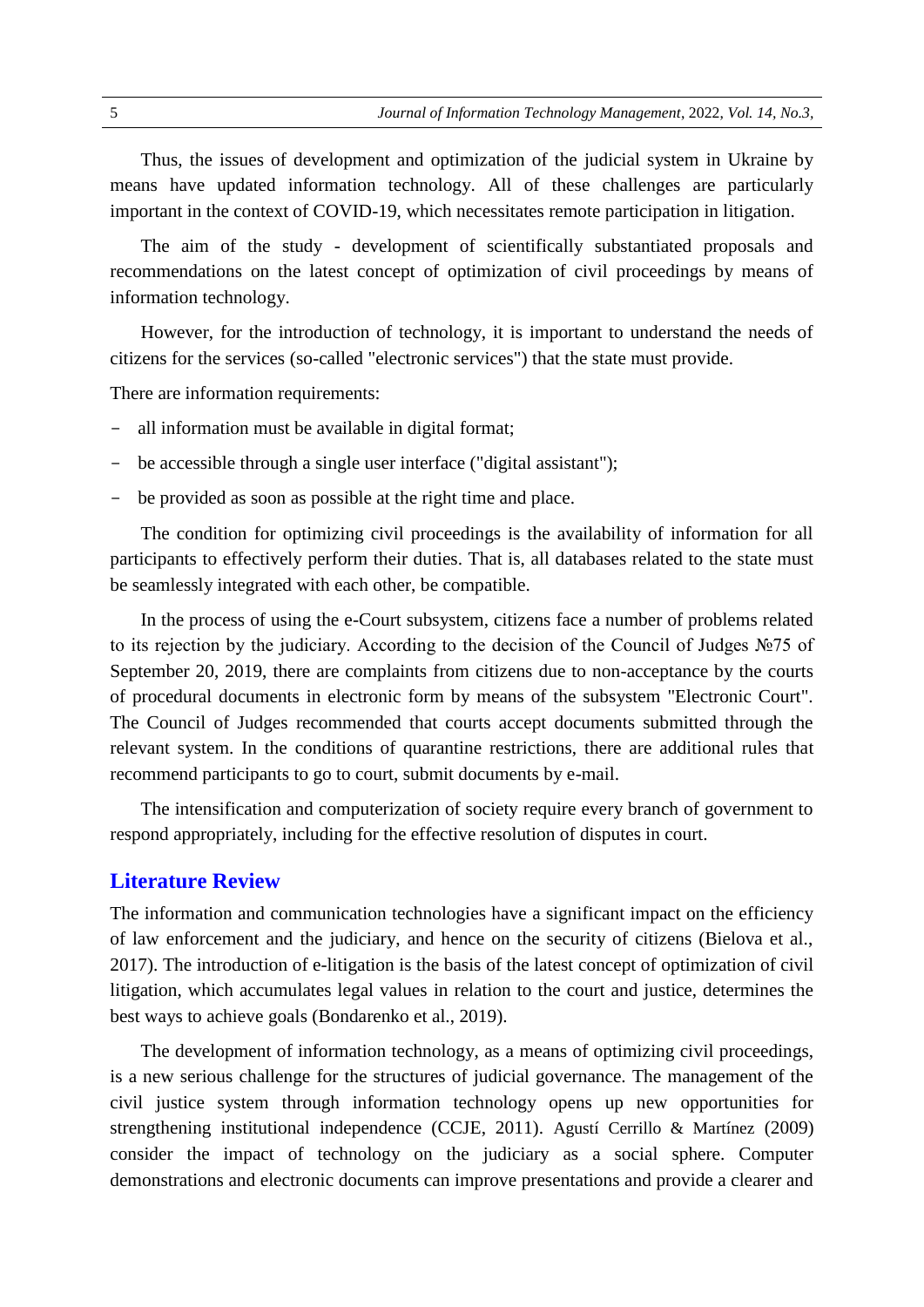Thus, the issues of development and optimization of the judicial system in Ukraine by means have updated information technology. All of these challenges are particularly important in the context of COVID-19, which necessitates remote participation in litigation.

The aim of the study - development of scientifically substantiated proposals and recommendations on the latest concept of optimization of civil proceedings by means of information technology.

However, for the introduction of technology, it is important to understand the needs of citizens for the services (so-called "electronic services") that the state must provide.

There are information requirements:

- all information must be available in digital format;
- be accessible through a single user interface ("digital assistant");
- be provided as soon as possible at the right time and place.

The condition for optimizing civil proceedings is the availability of information for all participants to effectively perform their duties. That is, all databases related to the state must be seamlessly integrated with each other, be compatible.

In the process of using the e-Court subsystem, citizens face a number of problems related to its rejection by the judiciary. According to the decision of the Council of Judges №75 of September 20, 2019, there are complaints from citizens due to non-acceptance by the courts of procedural documents in electronic form by means of the subsystem "Electronic Court". The Council of Judges recommended that courts accept documents submitted through the relevant system. In the conditions of quarantine restrictions, there are additional rules that recommend participants to go to court, submit documents by e-mail.

The intensification and computerization of society require every branch of government to respond appropriately, including for the effective resolution of disputes in court.

## Literature Review

The information and communication technologies have a significant impact on the efficiency of law enforcement and the judiciary, and hence on the security of citizens (Bielova et al., 2017). The introduction of e-litigation is the basis of the latest concept of optimization of civil litigation, which accumulates legal values in relation to the court and justice, determines the best ways to achieve goals (Bondarenko et al., 2019).

The development of information technology, as a means of optimizing civil proceedings, is a new serious challenge for the structures of judicial governance. The management of the civil justice system through information technology opens up new opportunities for strengthening institutional independence (CCJE, 2011). Agustí Cerrillo & Martínez (2009) consider the impact of technology on the judiciary as a social sphere. Computer demonstrations and electronic documents can improve presentations and provide a clearer and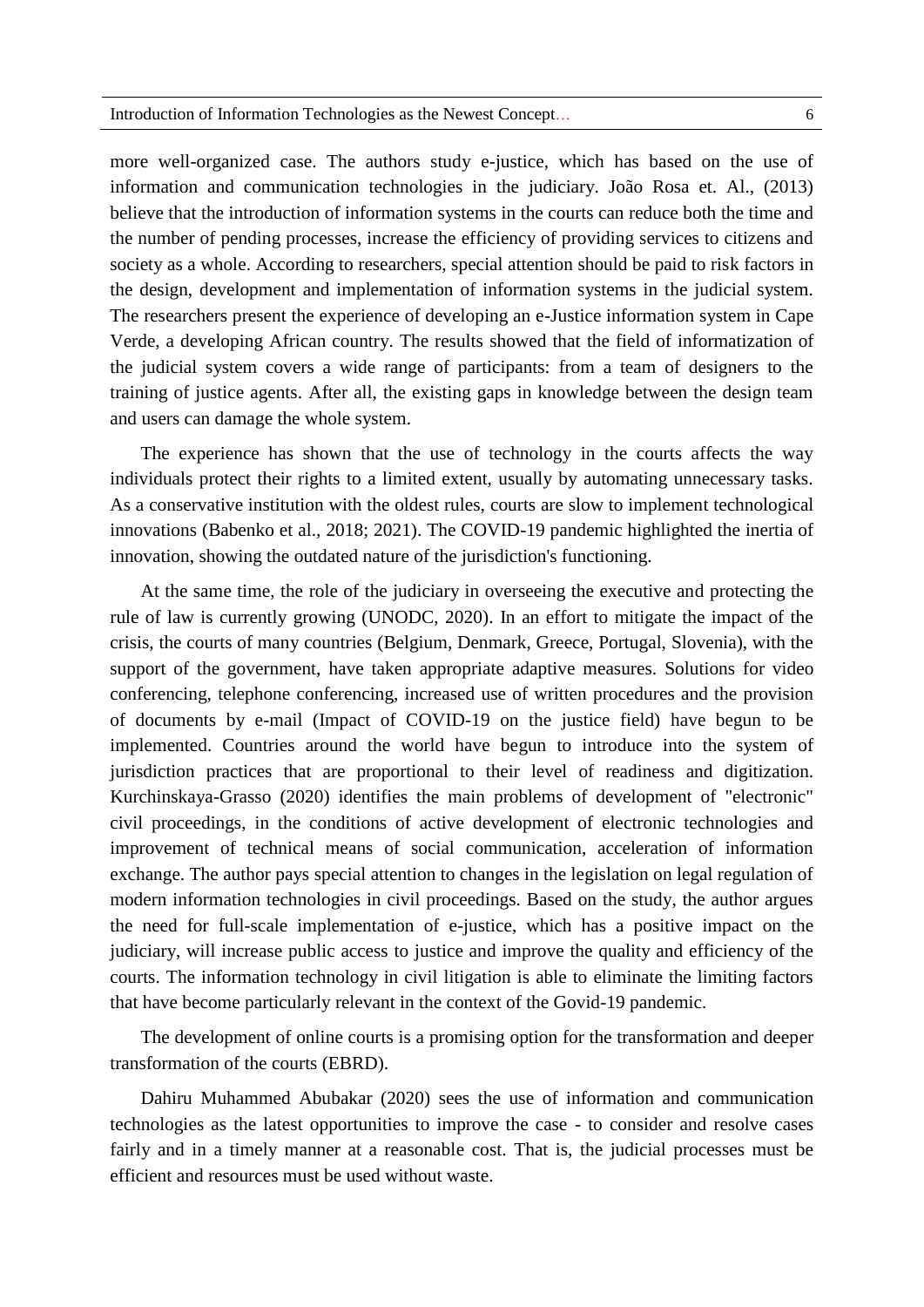more well-organized case. The authors study e-justice, which has based on the use of information and communication technologies in the judiciary. João Rosa et. Al., (2013) believe that the introduction of information systems in the courts can reduce both the time and the number of pending processes, increase the efficiency of providing services to citizens and society as a whole. According to researchers, special attention should be paid to risk factors in the design, development and implementation of information systems in the judicial system. The researchers present the experience of developing an e-Justice information system in Cape Verde, a developing African country. The results showed that the field of informatization of the judicial system covers a wide range of participants: from a team of designers to the training of justice agents. After all, the existing gaps in knowledge between the design team and users can damage the whole system.

The experience has shown that the use of technology in the courts affects the way individuals protect their rights to a limited extent, usually by automating unnecessary tasks. As a conservative institution with the oldest rules, courts are slow to implement technological innovations (Babenko et al., 2018; 2021). The COVID-19 pandemic highlighted the inertia of innovation, showing the outdated nature of the jurisdiction's functioning.

At the same time, the role of the judiciary in overseeing the executive and protecting the rule of law is currently growing (UNODC, 2020). In an effort to mitigate the impact of the crisis, the courts of many countries (Belgium, Denmark, Greece, Portugal, Slovenia), with the support of the government, have taken appropriate adaptive measures. Solutions for video conferencing, telephone conferencing, increased use of written procedures and the provision of documents by e-mail (Impact of COVID-19 on the justice field) have begun to be implemented. Countries around the world have begun to introduce into the system of jurisdiction practices that are proportional to their level of readiness and digitization. Kurchinskaya-Grasso (2020) identifies the main problems of development of "electronic" civil proceedings, in the conditions of active development of electronic technologies and improvement of technical means of social communication, acceleration of information exchange. The author pays special attention to changes in the legislation on legal regulation of modern information technologies in civil proceedings. Based on the study, the author argues the need for full-scale implementation of e-justice, which has a positive impact on the judiciary, will increase public access to justice and improve the quality and efficiency of the courts. The information technology in civil litigation is able to eliminate the limiting factors that have become particularly relevant in the context of the Govid-19 pandemic.

The development of online courts is a promising option for the transformation and deeper transformation of the courts (EBRD).

Dahiru Muhammed Abubakar (2020) sees the use of information and communication technologies as the latest opportunities to improve the case - to consider and resolve cases fairly and in a timely manner at a reasonable cost. That is, the judicial processes must be efficient and resources must be used without waste.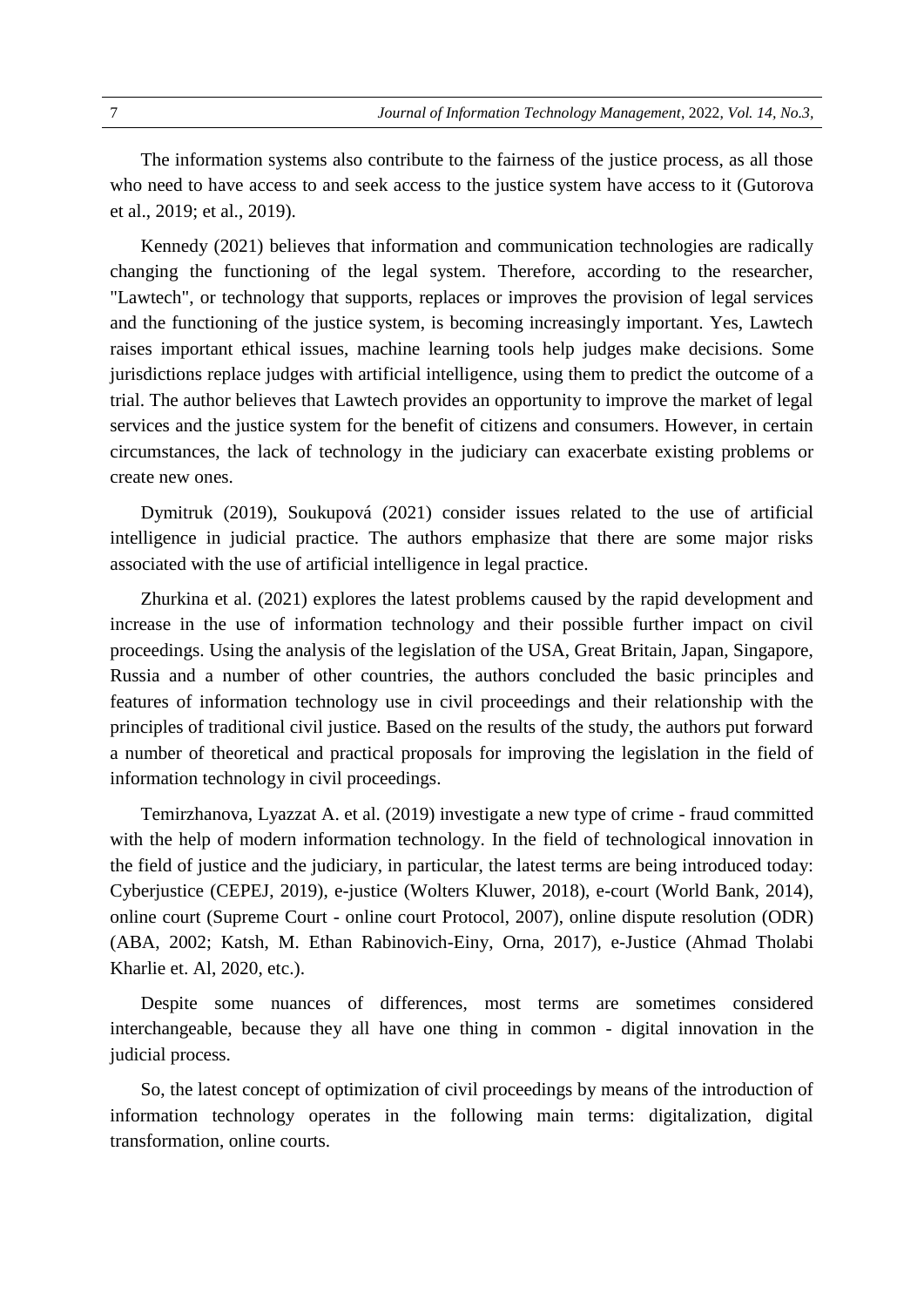The information systems also contribute to the fairness of the justice process, as all those who need to have access to and seek access to the justice system have access to it (Gutorova et al., 2019; et al., 2019).

Kennedy (2021) believes that information and communication technologies are radically changing the functioning of the legal system. Therefore, according to the researcher, "Lawtech", or technology that supports, replaces or improves the provision of legal services and the functioning of the justice system, is becoming increasingly important. Yes, Lawtech raises important ethical issues, machine learning tools help judges make decisions. Some jurisdictions replace judges with artificial intelligence, using them to predict the outcome of a trial. The author believes that Lawtech provides an opportunity to improve the market of legal services and the justice system for the benefit of citizens and consumers. However, in certain circumstances, the lack of technology in the judiciary can exacerbate existing problems or create new ones.

Dymitruk (2019), Soukupová (2021) consider issues related to the use of artificial intelligence in judicial practice. The authors emphasize that there are some major risks associated with the use of artificial intelligence in legal practice.

Zhurkina et al. (2021) explores the latest problems caused by the rapid development and increase in the use of information technology and their possible further impact on civil proceedings. Using the analysis of the legislation of the USA, Great Britain, Japan, Singapore, Russia and a number of other countries, the authors concluded the basic principles and features of information technology use in civil proceedings and their relationship with the principles of traditional civil justice. Based on the results of the study, the authors put forward a number of theoretical and practical proposals for improving the legislation in the field of information technology in civil proceedings.

Temirzhanova, Lyazzat A. et al. (2019) investigate a new type of crime - fraud committed with the help of modern information technology. In the field of technological innovation in the field of justice and the judiciary, in particular, the latest terms are being introduced today: Cyberjustice (CEPEJ, 2019), e-justice (Wolters Kluwer, 2018), e-court (World Bank, 2014), online court (Supreme Court - online court Protocol, 2007), online dispute resolution (ODR) (ABA, 2002; Katsh, M. Ethan Rabinovich-Einy, Orna, 2017), e-Justice (Ahmad Tholabi Kharlie et. Al, 2020, etc.).

Despite some nuances of differences, most terms are sometimes considered interchangeable, because they all have one thing in common - digital innovation in the judicial process.

So, the latest concept of optimization of civil proceedings by means of the introduction of information technology operates in the following main terms: digitalization, digital transformation, online courts.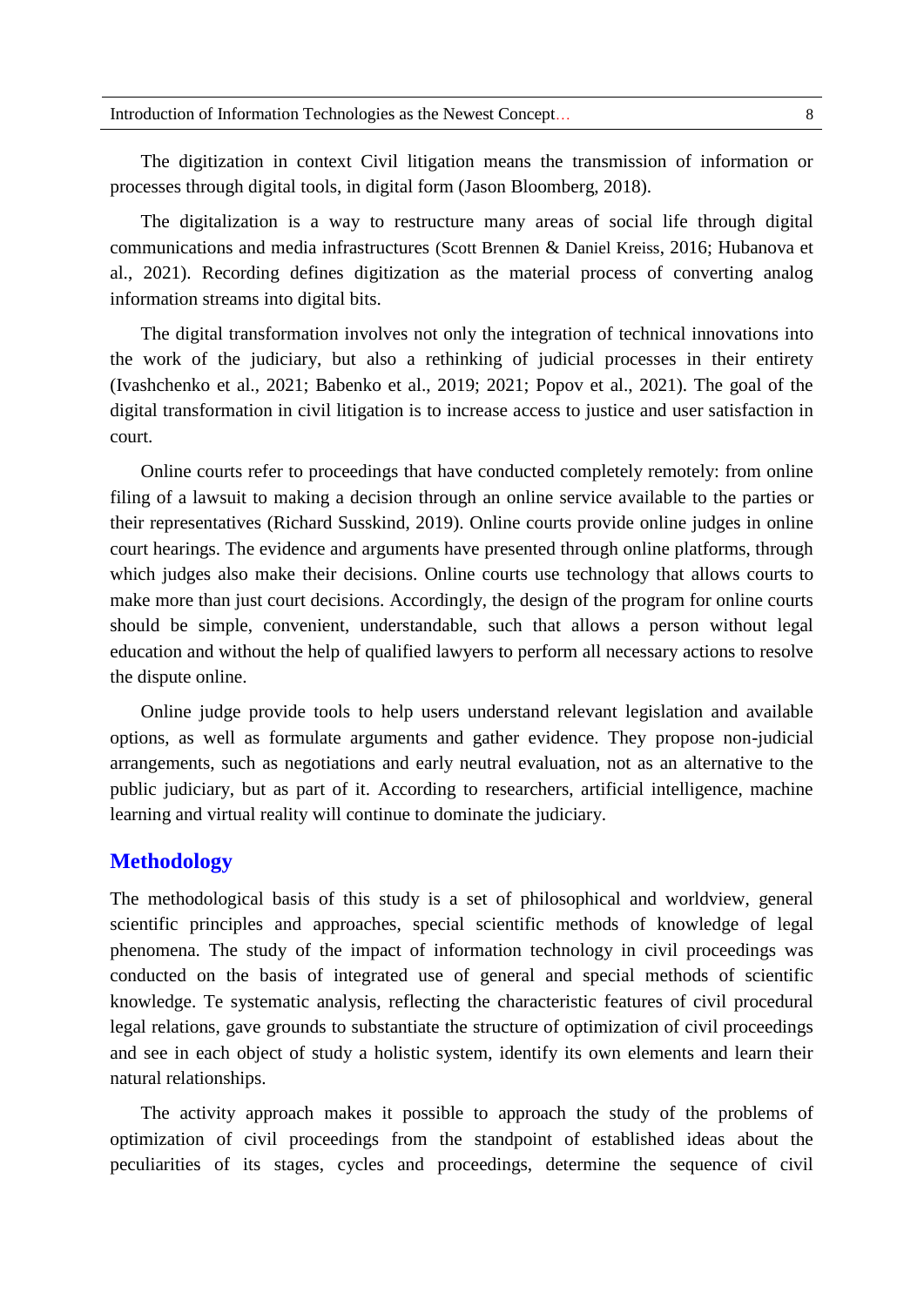The digitization in context Civil litigation means the transmission of information or processes through digital tools, in digital form (Jason Bloomberg, 2018).

The digitalization is a way to restructure many areas of social life through digital communications and media infrastructures (Scott Brennen & Daniel Kreiss, 2016; Hubanova et al., 2021). Recording defines digitization as the material process of converting analog information streams into digital bits.

The digital transformation involves not only the integration of technical innovations into the work of the judiciary, but also a rethinking of judicial processes in their entirety (Ivashchenko et al., 2021; Babenko et al., 2019; 2021; Popov et al., 2021). The goal of the digital transformation in civil litigation is to increase access to justice and user satisfaction in court.

Online courts refer to proceedings that have conducted completely remotely: from online filing of a lawsuit to making a decision through an online service available to the parties or their representatives (Richard Susskind, 2019). Online courts provide online judges in online court hearings. The evidence and arguments have presented through online platforms, through which judges also make their decisions. Online courts use technology that allows courts to make more than just court decisions. Accordingly, the design of the program for online courts should be simple, convenient, understandable, such that allows a person without legal education and without the help of qualified lawyers to perform all necessary actions to resolve the dispute online.

Online judge provide tools to help users understand relevant legislation and available options, as well as formulate arguments and gather evidence. They propose non-judicial arrangements, such as negotiations and early neutral evaluation, not as an alternative to the public judiciary, but as part of it. According to researchers, artificial intelligence, machine learning and virtual reality will continue to dominate the judiciary.

## Methodology

The methodological basis of this study is a set of philosophical and worldview, general scientific principles and approaches, special scientific methods of knowledge of legal phenomena. The study of the impact of information technology in civil proceedings was conducted on the basis of integrated use of general and special methods of scientific knowledge. Te systematic analysis, reflecting the characteristic features of civil procedural legal relations, gave grounds to substantiate the structure of optimization of civil proceedings and see in each object of study a holistic system, identify its own elements and learn their natural relationships.

The activity approach makes it possible to approach the study of the problems of optimization of civil proceedings from the standpoint of established ideas about the peculiarities of its stages, cycles and proceedings, determine the sequence of civil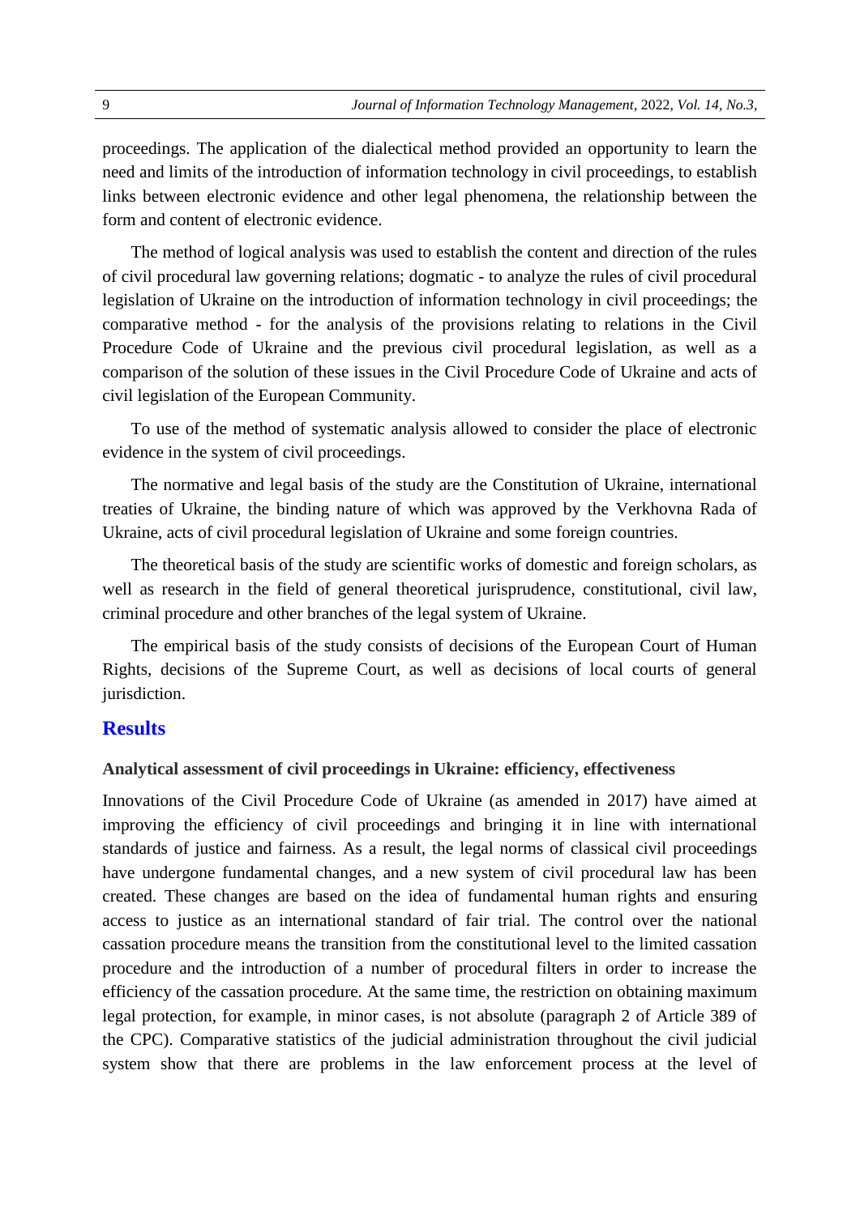proceedings. The application of the dialectical method provided an opportunity to learn the need and limits of the introduction of information technology in civil proceedings, to establish links between electronic evidence and other legal phenomena, the relationship between the form and content of electronic evidence.

The method of logical analysis was used to establish the content and direction of the rules of civil procedural law governing relations; dogmatic - to analyze the rules of civil procedural legislation of Ukraine on the introduction of information technology in civil proceedings; the comparative method - for the analysis of the provisions relating to relations in the Civil Procedure Code of Ukraine and the previous civil procedural legislation, as well as a comparison of the solution of these issues in the Civil Procedure Code of Ukraine and acts of civil legislation of the European Community.

To use of the method of systematic analysis allowed to consider the place of electronic evidence in the system of civil proceedings.

The normative and legal basis of the study are the Constitution of Ukraine, international treaties of Ukraine, the binding nature of which was approved by the Verkhovna Rada of Ukraine, acts of civil procedural legislation of Ukraine and some foreign countries.

The theoretical basis of the study are scientific works of domestic and foreign scholars, as well as research in the field of general theoretical jurisprudence, constitutional, civil law, criminal procedure and other branches of the legal system of Ukraine.

The empirical basis of the study consists of decisions of the European Court of Human Rights, decisions of the Supreme Court, as well as decisions of local courts of general jurisdiction.

## Results

### Analytical assessment of civil proceedings in Ukraine: efficiency, effectiveness

Innovations of the Civil Procedure Code of Ukraine (as amended in 2017) have aimed at improving the efficiency of civil proceedings and bringing it in line with international standards of justice and fairness. As a result, the legal norms of classical civil proceedings have undergone fundamental changes, and a new system of civil procedural law has been created. These changes are based on the idea of fundamental human rights and ensuring access to justice as an international standard of fair trial. The control over the national cassation procedure means the transition from the constitutional level to the limited cassation procedure and the introduction of a number of procedural filters in order to increase the efficiency of the cassation procedure. At the same time, the restriction on obtaining maximum legal protection, for example, in minor cases, is not absolute (paragraph 2 of Article 389 of the CPC). Comparative statistics of the judicial administration throughout the civil judicial system show that there are problems in the law enforcement process at the level of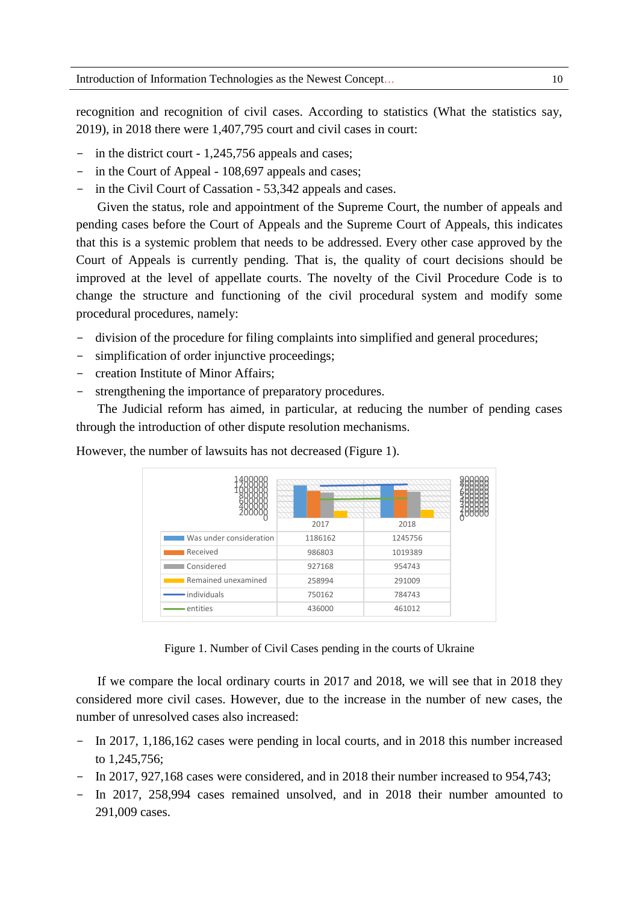recognition and recognition of civil cases. According to statistics (What the statistics say, 2019), in 2018 there were 1,407,795 court and civil cases in court:

- in the district court - 1,245,756 appeals and cases;
- in the Court of Appeal - 108,697 appeals and cases;
- in the Civil Court of Cassation - 53,342 appeals and cases.

Given the status, role and appointment of the Supreme Court, the number of appeals and pending cases before the Court of Appeals and the Supreme Court of Appeals, this indicates that this is a systemic problem that needs to be addressed. Every other case approved by the Court of Appeals is currently pending. That is, the quality of court decisions should be improved at the level of appellate courts. The novelty of the Civil Procedure Code is to change the structure and functioning of the civil procedural system and modify some procedural procedures, namely:

- division of the procedure for filing complaints into simplified and general procedures;
- simplification of order injunctive proceedings;
- creation Institute of Minor Affairs;
- strengthening the importance of preparatory procedures.

The Judicial reform has aimed, in particular, at reducing the number of pending cases through the introduction of other dispute resolution mechanisms.

However, the number of lawsuits has not decreased (Figure 1).

| | 2017 | 2018 |
|---|---|---|
| Was under consideration | 1186162 | 1245756 |
| Received | 986803 | 1019389 |
| Considered | 927168 | 954743 |
| Remained unexamined | 258994 | 291009 |
| individuals | 750162 | 784743 |
| entities | 436000 | 461012 |

Figure 1. Number of Civil Cases pending in the courts of Ukraine

If we compare the local ordinary courts in 2017 and 2018, we will see that in 2018 they considered more civil cases. However, due to the increase in the number of new cases, the number of unresolved cases also increased:

- In 2017, 1,186,162 cases were pending in local courts, and in 2018 this number increased to 1,245,756;
- In 2017, 927,168 cases were considered, and in 2018 their number increased to 954,743;
- In 2017, 258,994 cases remained unsolved, and in 2018 their number amounted to 291,009 cases.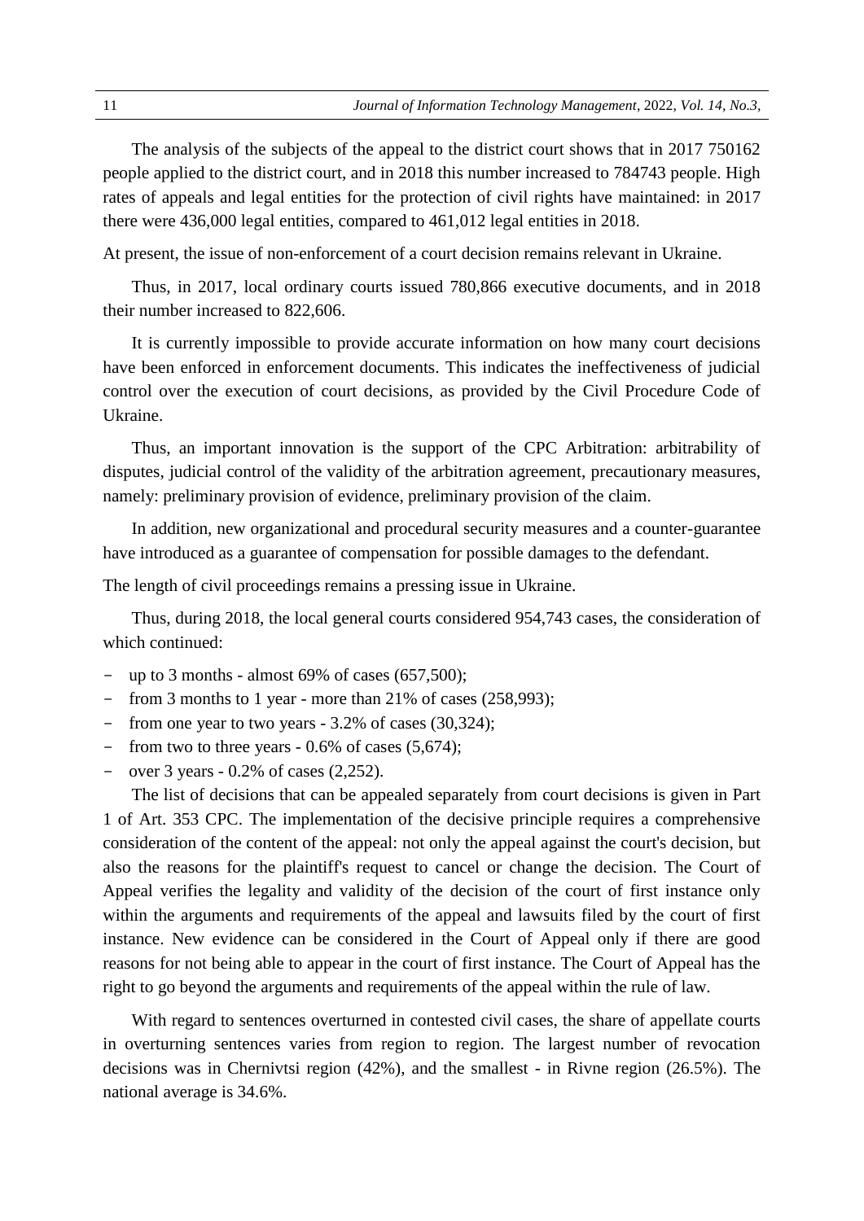The analysis of the subjects of the appeal to the district court shows that in 2017 750162 people applied to the district court, and in 2018 this number increased to 784743 people. High rates of appeals and legal entities for the protection of civil rights have maintained: in 2017 there were 436,000 legal entities, compared to 461,012 legal entities in 2018.

At present, the issue of non-enforcement of a court decision remains relevant in Ukraine.

Thus, in 2017, local ordinary courts issued 780,866 executive documents, and in 2018 their number increased to 822,606.

It is currently impossible to provide accurate information on how many court decisions have been enforced in enforcement documents. This indicates the ineffectiveness of judicial control over the execution of court decisions, as provided by the Civil Procedure Code of Ukraine.

Thus, an important innovation is the support of the CPC Arbitration: arbitrability of disputes, judicial control of the validity of the arbitration agreement, precautionary measures, namely: preliminary provision of evidence, preliminary provision of the claim.

In addition, new organizational and procedural security measures and a counter-guarantee have introduced as a guarantee of compensation for possible damages to the defendant.

The length of civil proceedings remains a pressing issue in Ukraine.

Thus, during 2018, the local general courts considered 954,743 cases, the consideration of which continued:

- up to 3 months - almost 69% of cases (657,500);
- from 3 months to 1 year - more than 21% of cases (258,993);
- from one year to two years - 3.2% of cases (30,324);
- from two to three years - 0.6% of cases (5,674);
- over 3 years - 0.2% of cases (2,252).

The list of decisions that can be appealed separately from court decisions is given in Part 1 of Art. 353 CPC. The implementation of the decisive principle requires a comprehensive consideration of the content of the appeal: not only the appeal against the court's decision, but also the reasons for the plaintiff's request to cancel or change the decision. The Court of Appeal verifies the legality and validity of the decision of the court of first instance only within the arguments and requirements of the appeal and lawsuits filed by the court of first instance. New evidence can be considered in the Court of Appeal only if there are good reasons for not being able to appear in the court of first instance. The Court of Appeal has the right to go beyond the arguments and requirements of the appeal within the rule of law.

With regard to sentences overturned in contested civil cases, the share of appellate courts in overturning sentences varies from region to region. The largest number of revocation decisions was in Chernivtsi region (42%), and the smallest - in Rivne region (26.5%). The national average is 34.6%.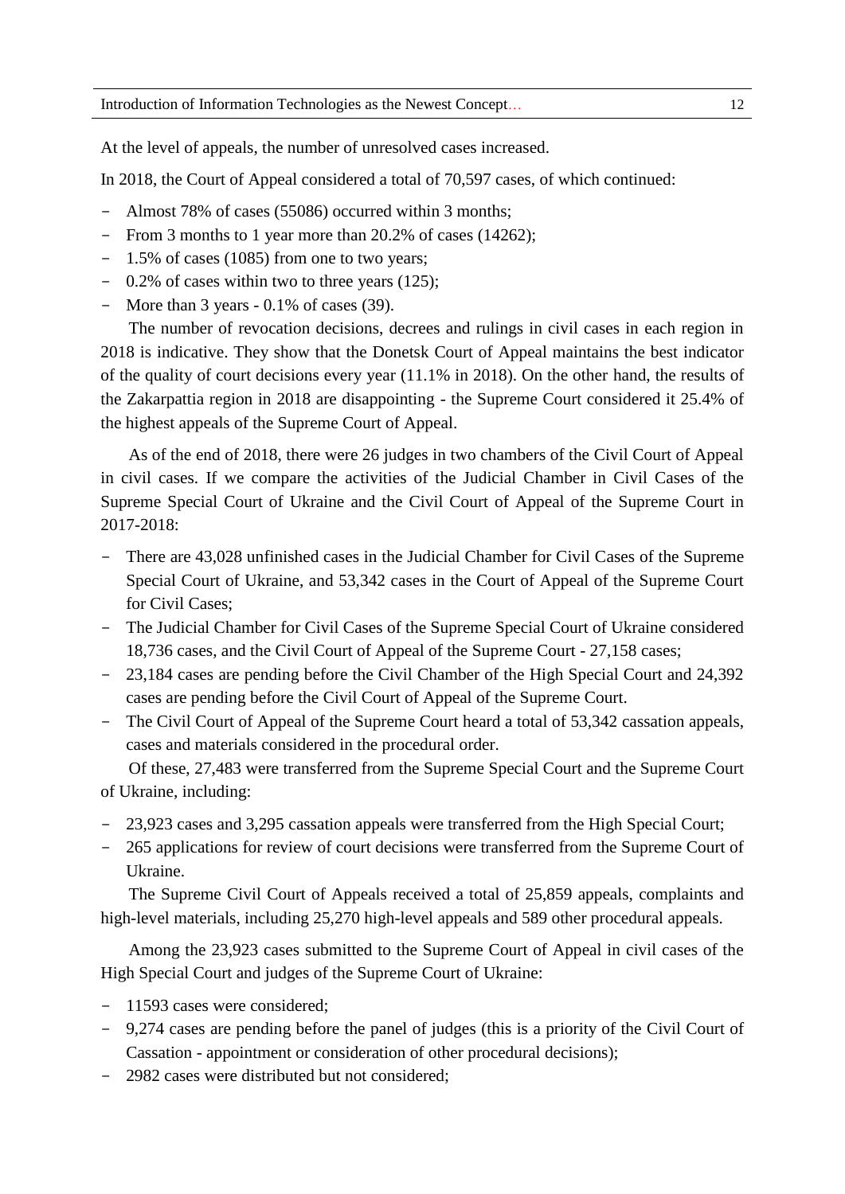At the level of appeals, the number of unresolved cases increased.

In 2018, the Court of Appeal considered a total of 70,597 cases, of which continued:

- Almost 78% of cases (55086) occurred within 3 months;
- From 3 months to 1 year more than 20.2% of cases (14262);
- 1.5% of cases (1085) from one to two years;
- 0.2% of cases within two to three years (125);
- More than 3 years - 0.1% of cases (39).

The number of revocation decisions, decrees and rulings in civil cases in each region in 2018 is indicative. They show that the Donetsk Court of Appeal maintains the best indicator of the quality of court decisions every year (11.1% in 2018). On the other hand, the results of the Zakarpattia region in 2018 are disappointing - the Supreme Court considered it 25.4% of the highest appeals of the Supreme Court of Appeal.

As of the end of 2018, there were 26 judges in two chambers of the Civil Court of Appeal in civil cases. If we compare the activities of the Judicial Chamber in Civil Cases of the Supreme Special Court of Ukraine and the Civil Court of Appeal of the Supreme Court in 2017-2018:

- There are 43,028 unfinished cases in the Judicial Chamber for Civil Cases of the Supreme Special Court of Ukraine, and 53,342 cases in the Court of Appeal of the Supreme Court for Civil Cases;
- The Judicial Chamber for Civil Cases of the Supreme Special Court of Ukraine considered 18,736 cases, and the Civil Court of Appeal of the Supreme Court - 27,158 cases;
- 23,184 cases are pending before the Civil Chamber of the High Special Court and 24,392 cases are pending before the Civil Court of Appeal of the Supreme Court.
- The Civil Court of Appeal of the Supreme Court heard a total of 53,342 cassation appeals, cases and materials considered in the procedural order.

Of these, 27,483 were transferred from the Supreme Special Court and the Supreme Court of Ukraine, including:

- 23,923 cases and 3,295 cassation appeals were transferred from the High Special Court;
- 265 applications for review of court decisions were transferred from the Supreme Court of Ukraine.

The Supreme Civil Court of Appeals received a total of 25,859 appeals, complaints and high-level materials, including 25,270 high-level appeals and 589 other procedural appeals.

Among the 23,923 cases submitted to the Supreme Court of Appeal in civil cases of the High Special Court and judges of the Supreme Court of Ukraine:

- 11593 cases were considered;
- 9,274 cases are pending before the panel of judges (this is a priority of the Civil Court of Cassation - appointment or consideration of other procedural decisions);
- 2982 cases were distributed but not considered;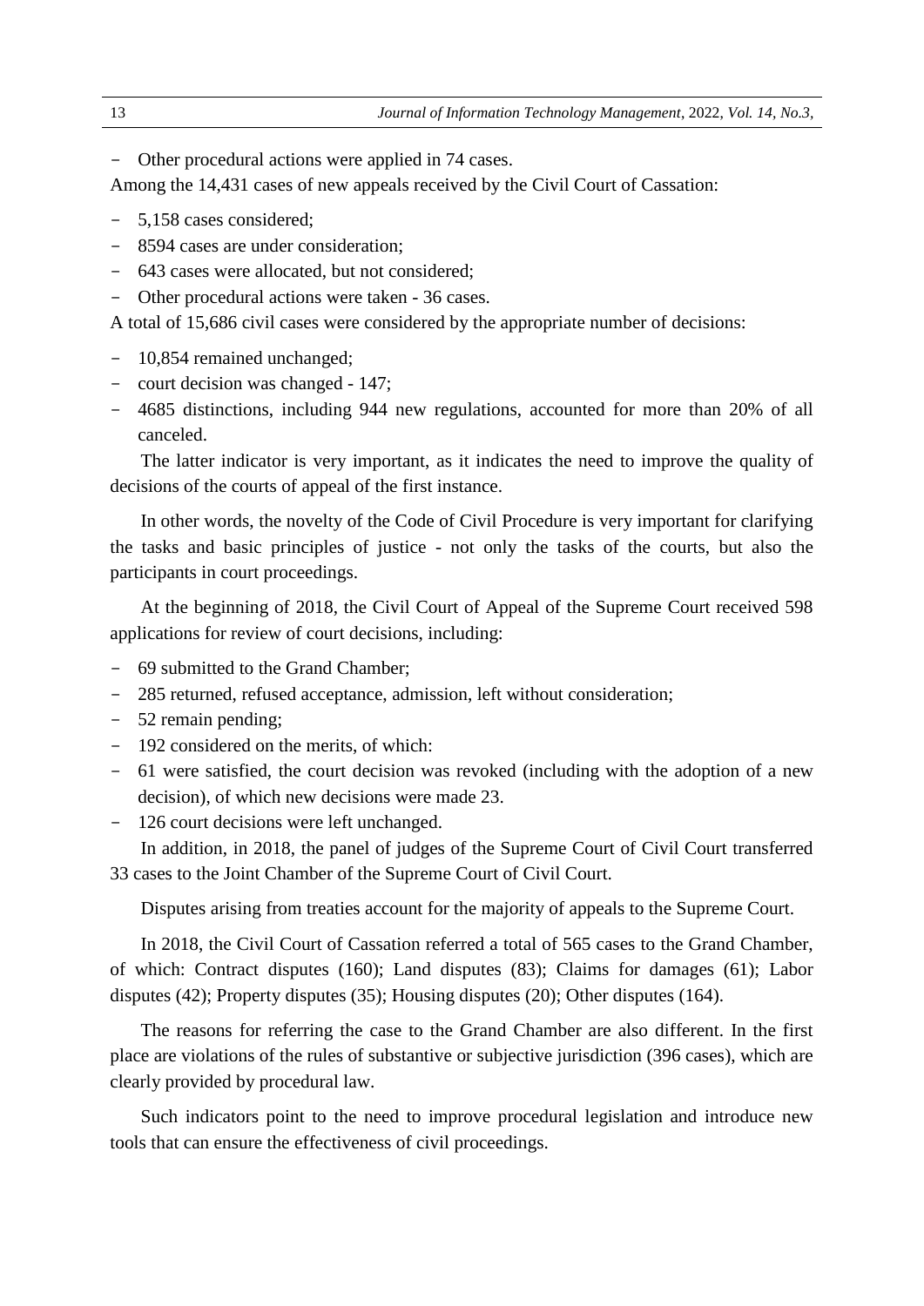- Other procedural actions were applied in 74 cases.

Among the 14,431 cases of new appeals received by the Civil Court of Cassation:

- 5,158 cases considered;
- 8594 cases are under consideration;
- 643 cases were allocated, but not considered;
- Other procedural actions were taken - 36 cases.

A total of 15,686 civil cases were considered by the appropriate number of decisions:

- 10,854 remained unchanged;
- court decision was changed - 147;
- 4685 distinctions, including 944 new regulations, accounted for more than 20% of all canceled.

The latter indicator is very important, as it indicates the need to improve the quality of decisions of the courts of appeal of the first instance.

In other words, the novelty of the Code of Civil Procedure is very important for clarifying the tasks and basic principles of justice - not only the tasks of the courts, but also the participants in court proceedings.

At the beginning of 2018, the Civil Court of Appeal of the Supreme Court received 598 applications for review of court decisions, including:

- 69 submitted to the Grand Chamber;
- 285 returned, refused acceptance, admission, left without consideration;
- 52 remain pending;
- 192 considered on the merits, of which:
- 61 were satisfied, the court decision was revoked (including with the adoption of a new decision), of which new decisions were made 23.
- 126 court decisions were left unchanged.

In addition, in 2018, the panel of judges of the Supreme Court of Civil Court transferred 33 cases to the Joint Chamber of the Supreme Court of Civil Court.

Disputes arising from treaties account for the majority of appeals to the Supreme Court.

In 2018, the Civil Court of Cassation referred a total of 565 cases to the Grand Chamber, of which: Contract disputes (160); Land disputes (83); Claims for damages (61); Labor disputes (42); Property disputes (35); Housing disputes (20); Other disputes (164).

The reasons for referring the case to the Grand Chamber are also different. In the first place are violations of the rules of substantive or subjective jurisdiction (396 cases), which are clearly provided by procedural law.

Such indicators point to the need to improve procedural legislation and introduce new tools that can ensure the effectiveness of civil proceedings.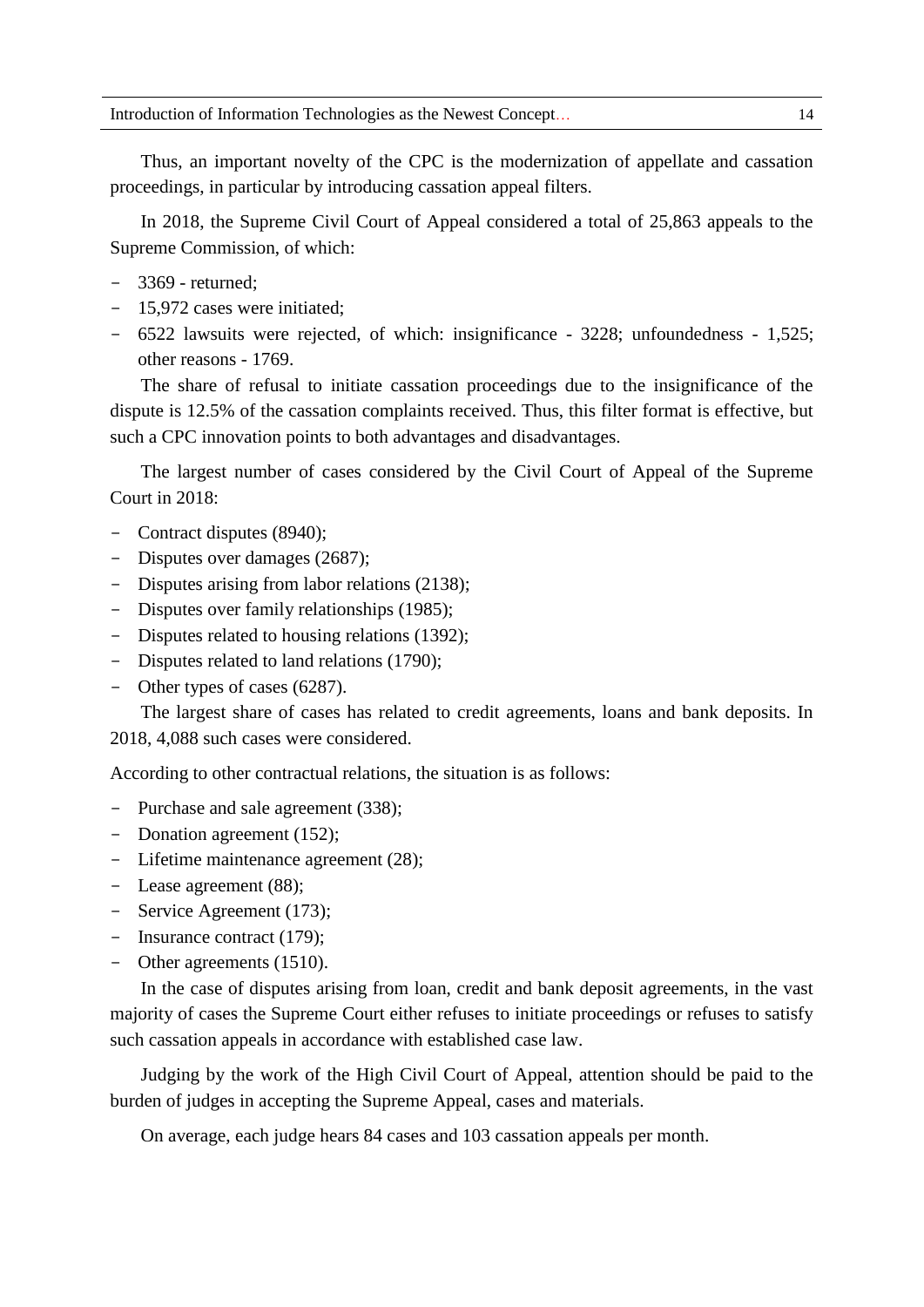Thus, an important novelty of the CPC is the modernization of appellate and cassation proceedings, in particular by introducing cassation appeal filters.

In 2018, the Supreme Civil Court of Appeal considered a total of 25,863 appeals to the Supreme Commission, of which:

- 3369 - returned;
- 15,972 cases were initiated;
- 6522 lawsuits were rejected, of which: insignificance - 3228; unfoundedness - 1,525; other reasons - 1769.

The share of refusal to initiate cassation proceedings due to the insignificance of the dispute is 12.5% of the cassation complaints received. Thus, this filter format is effective, but such a CPC innovation points to both advantages and disadvantages.

The largest number of cases considered by the Civil Court of Appeal of the Supreme Court in 2018:

- Contract disputes (8940);
- Disputes over damages (2687);
- Disputes arising from labor relations (2138);
- Disputes over family relationships (1985);
- Disputes related to housing relations (1392);
- Disputes related to land relations (1790);
- Other types of cases (6287).

The largest share of cases has related to credit agreements, loans and bank deposits. In 2018, 4,088 such cases were considered.

According to other contractual relations, the situation is as follows:

- Purchase and sale agreement (338);
- Donation agreement (152);
- Lifetime maintenance agreement (28);
- Lease agreement (88);
- Service Agreement (173);
- Insurance contract (179);
- Other agreements (1510).

In the case of disputes arising from loan, credit and bank deposit agreements, in the vast majority of cases the Supreme Court either refuses to initiate proceedings or refuses to satisfy such cassation appeals in accordance with established case law.

Judging by the work of the High Civil Court of Appeal, attention should be paid to the burden of judges in accepting the Supreme Appeal, cases and materials.

On average, each judge hears 84 cases and 103 cassation appeals per month.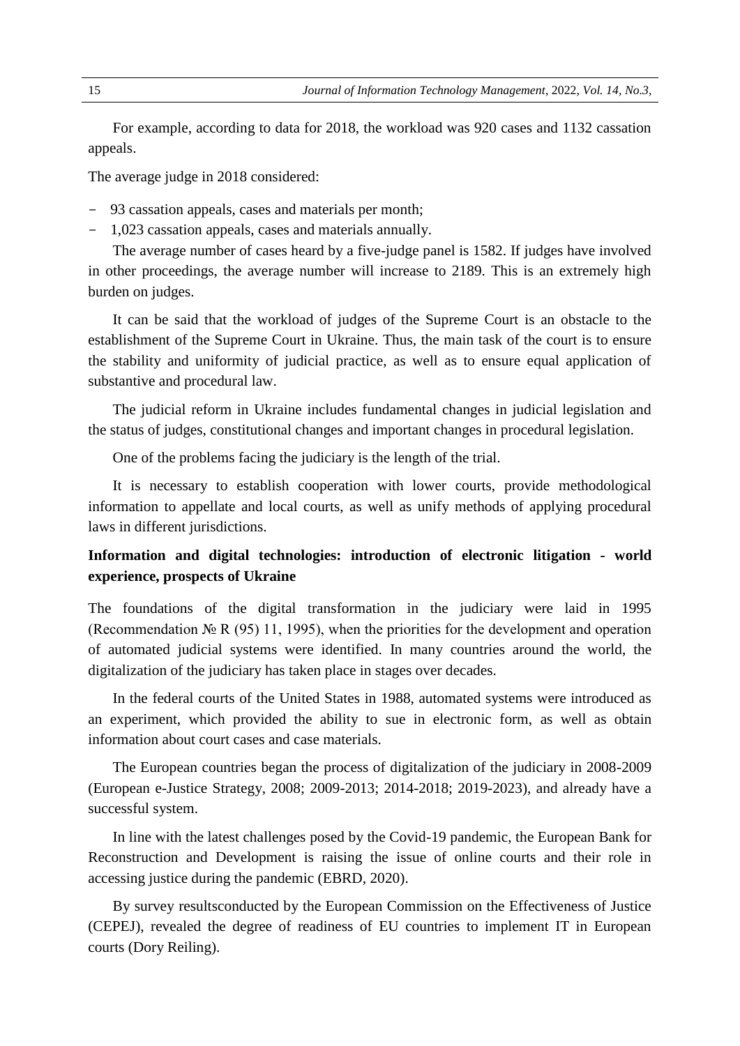For example, according to data for 2018, the workload was 920 cases and 1132 cassation appeals.

The average judge in 2018 considered:

- 93 cassation appeals, cases and materials per month;
- 1,023 cassation appeals, cases and materials annually.

The average number of cases heard by a five-judge panel is 1582. If judges have involved in other proceedings, the average number will increase to 2189. This is an extremely high burden on judges.

It can be said that the workload of judges of the Supreme Court is an obstacle to the establishment of the Supreme Court in Ukraine. Thus, the main task of the court is to ensure the stability and uniformity of judicial practice, as well as to ensure equal application of substantive and procedural law.

The judicial reform in Ukraine includes fundamental changes in judicial legislation and the status of judges, constitutional changes and important changes in procedural legislation.

One of the problems facing the judiciary is the length of the trial.

It is necessary to establish cooperation with lower courts, provide methodological information to appellate and local courts, as well as unify methods of applying procedural laws in different jurisdictions.

## Information and digital technologies: introduction of electronic litigation - world experience, prospects of Ukraine

The foundations of the digital transformation in the judiciary were laid in 1995 (Recommendation № R (95) 11, 1995), when the priorities for the development and operation of automated judicial systems were identified. In many countries around the world, the digitalization of the judiciary has taken place in stages over decades.

In the federal courts of the United States in 1988, automated systems were introduced as an experiment, which provided the ability to sue in electronic form, as well as obtain information about court cases and case materials.

The European countries began the process of digitalization of the judiciary in 2008-2009 (European e-Justice Strategy, 2008; 2009-2013; 2014-2018; 2019-2023), and already have a successful system.

In line with the latest challenges posed by the Covid-19 pandemic, the European Bank for Reconstruction and Development is raising the issue of online courts and their role in accessing justice during the pandemic (EBRD, 2020).

By survey resultsconducted by the European Commission on the Effectiveness of Justice (CEPEJ), revealed the degree of readiness of EU countries to implement IT in European courts (Dory Reiling).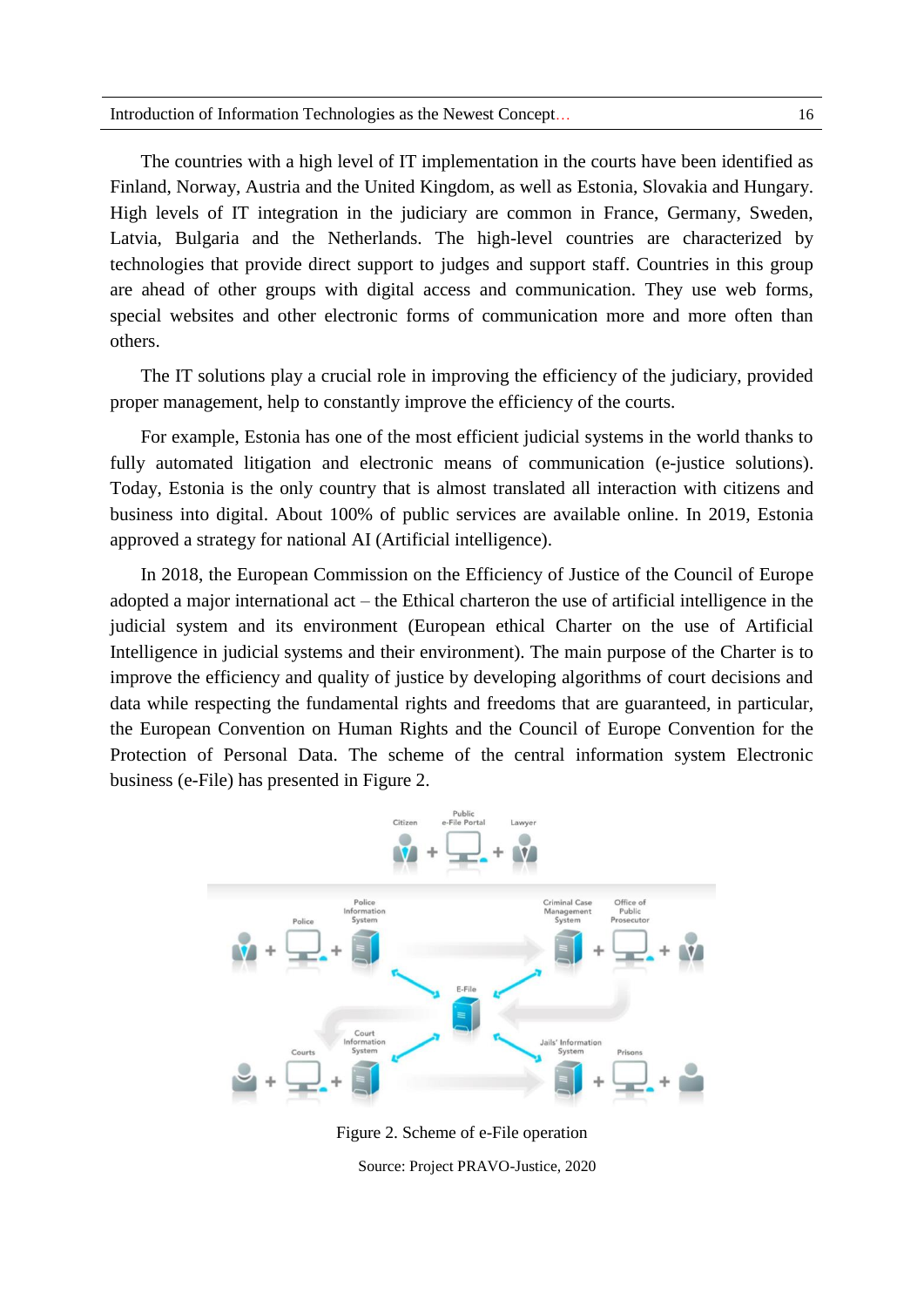The countries with a high level of IT implementation in the courts have been identified as Finland, Norway, Austria and the United Kingdom, as well as Estonia, Slovakia and Hungary. High levels of IT integration in the judiciary are common in France, Germany, Sweden, Latvia, Bulgaria and the Netherlands. The high-level countries are characterized by technologies that provide direct support to judges and support staff. Countries in this group are ahead of other groups with digital access and communication. They use web forms, special websites and other electronic forms of communication more and more often than others.

The IT solutions play a crucial role in improving the efficiency of the judiciary, provided proper management, help to constantly improve the efficiency of the courts.

For example, Estonia has one of the most efficient judicial systems in the world thanks to fully automated litigation and electronic means of communication (e-justice solutions). Today, Estonia is the only country that is almost translated all interaction with citizens and business into digital. About 100% of public services are available online. In 2019, Estonia approved a strategy for national AI (Artificial intelligence).

In 2018, the European Commission on the Efficiency of Justice of the Council of Europe adopted a major international act – the Ethical charteron the use of artificial intelligence in the judicial system and its environment (European ethical Charter on the use of Artificial Intelligence in judicial systems and their environment). The main purpose of the Charter is to improve the efficiency and quality of justice by developing algorithms of court decisions and data while respecting the fundamental rights and freedoms that are guaranteed, in particular, the European Convention on Human Rights and the Council of Europe Convention for the Protection of Personal Data. The scheme of the central information system Electronic business (e-File) has presented in Figure 2.

Citizen + Public e-File Portal + Lawyer

Police + Police Information System → Criminal Case Management System + Office of Public Prosecutor

E-File

Courts + Court Information System → Jails' Information System + Prisons

Figure 2. Scheme of e-File operation

Source: Project PRAVO-Justice, 2020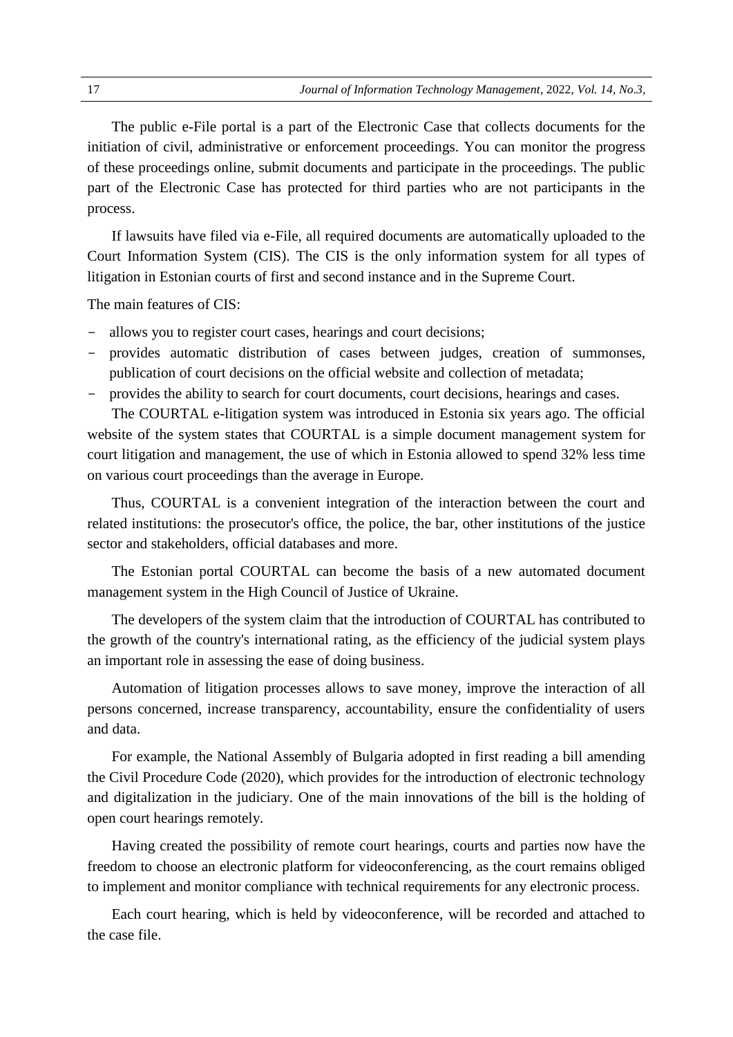The public e-File portal is a part of the Electronic Case that collects documents for the initiation of civil, administrative or enforcement proceedings. You can monitor the progress of these proceedings online, submit documents and participate in the proceedings. The public part of the Electronic Case has protected for third parties who are not participants in the process.

If lawsuits have filed via e-File, all required documents are automatically uploaded to the Court Information System (CIS). The CIS is the only information system for all types of litigation in Estonian courts of first and second instance and in the Supreme Court.

The main features of CIS:

- allows you to register court cases, hearings and court decisions;
- provides automatic distribution of cases between judges, creation of summonses, publication of court decisions on the official website and collection of metadata;
- provides the ability to search for court documents, court decisions, hearings and cases.

The COURTAL e-litigation system was introduced in Estonia six years ago. The official website of the system states that COURTAL is a simple document management system for court litigation and management, the use of which in Estonia allowed to spend 32% less time on various court proceedings than the average in Europe.

Thus, COURTAL is a convenient integration of the interaction between the court and related institutions: the prosecutor's office, the police, the bar, other institutions of the justice sector and stakeholders, official databases and more.

The Estonian portal COURTAL can become the basis of a new automated document management system in the High Council of Justice of Ukraine.

The developers of the system claim that the introduction of COURTAL has contributed to the growth of the country's international rating, as the efficiency of the judicial system plays an important role in assessing the ease of doing business.

Automation of litigation processes allows to save money, improve the interaction of all persons concerned, increase transparency, accountability, ensure the confidentiality of users and data.

For example, the National Assembly of Bulgaria adopted in first reading a bill amending the Civil Procedure Code (2020), which provides for the introduction of electronic technology and digitalization in the judiciary. One of the main innovations of the bill is the holding of open court hearings remotely.

Having created the possibility of remote court hearings, courts and parties now have the freedom to choose an electronic platform for videoconferencing, as the court remains obliged to implement and monitor compliance with technical requirements for any electronic process.

Each court hearing, which is held by videoconference, will be recorded and attached to the case file.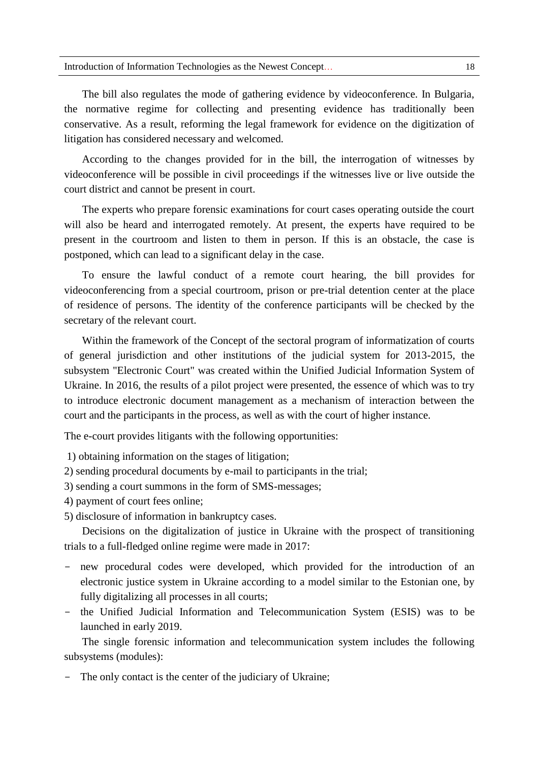The bill also regulates the mode of gathering evidence by videoconference. In Bulgaria, the normative regime for collecting and presenting evidence has traditionally been conservative. As a result, reforming the legal framework for evidence on the digitization of litigation has considered necessary and welcomed.

According to the changes provided for in the bill, the interrogation of witnesses by videoconference will be possible in civil proceedings if the witnesses live or live outside the court district and cannot be present in court.

The experts who prepare forensic examinations for court cases operating outside the court will also be heard and interrogated remotely. At present, the experts have required to be present in the courtroom and listen to them in person. If this is an obstacle, the case is postponed, which can lead to a significant delay in the case.

To ensure the lawful conduct of a remote court hearing, the bill provides for videoconferencing from a special courtroom, prison or pre-trial detention center at the place of residence of persons. The identity of the conference participants will be checked by the secretary of the relevant court.

Within the framework of the Concept of the sectoral program of informatization of courts of general jurisdiction and other institutions of the judicial system for 2013-2015, the subsystem "Electronic Court" was created within the Unified Judicial Information System of Ukraine. In 2016, the results of a pilot project were presented, the essence of which was to try to introduce electronic document management as a mechanism of interaction between the court and the participants in the process, as well as with the court of higher instance.

The e-court provides litigants with the following opportunities:

1) obtaining information on the stages of litigation;
2) sending procedural documents by e-mail to participants in the trial;
3) sending a court summons in the form of SMS-messages;
4) payment of court fees online;
5) disclosure of information in bankruptcy cases.

Decisions on the digitalization of justice in Ukraine with the prospect of transitioning trials to a full-fledged online regime were made in 2017:

- new procedural codes were developed, which provided for the introduction of an electronic justice system in Ukraine according to a model similar to the Estonian one, by fully digitalizing all processes in all courts;
- the Unified Judicial Information and Telecommunication System (ESIS) was to be launched in early 2019.

The single forensic information and telecommunication system includes the following subsystems (modules):

- The only contact is the center of the judiciary of Ukraine;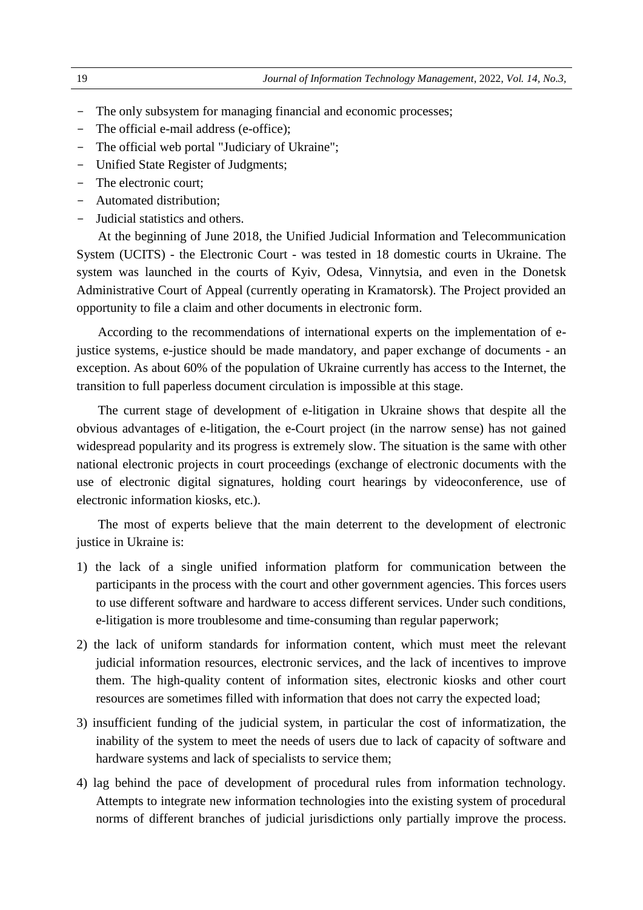- The only subsystem for managing financial and economic processes;
- The official e-mail address (e-office);
- The official web portal "Judiciary of Ukraine";
- Unified State Register of Judgments;
- The electronic court;
- Automated distribution;
- Judicial statistics and others.

At the beginning of June 2018, the Unified Judicial Information and Telecommunication System (UCITS) - the Electronic Court - was tested in 18 domestic courts in Ukraine. The system was launched in the courts of Kyiv, Odesa, Vinnytsia, and even in the Donetsk Administrative Court of Appeal (currently operating in Kramatorsk). The Project provided an opportunity to file a claim and other documents in electronic form.

According to the recommendations of international experts on the implementation of e-justice systems, e-justice should be made mandatory, and paper exchange of documents - an exception. As about 60% of the population of Ukraine currently has access to the Internet, the transition to full paperless document circulation is impossible at this stage.

The current stage of development of e-litigation in Ukraine shows that despite all the obvious advantages of e-litigation, the e-Court project (in the narrow sense) has not gained widespread popularity and its progress is extremely slow. The situation is the same with other national electronic projects in court proceedings (exchange of electronic documents with the use of electronic digital signatures, holding court hearings by videoconference, use of electronic information kiosks, etc.).

The most of experts believe that the main deterrent to the development of electronic justice in Ukraine is:

1) the lack of a single unified information platform for communication between the participants in the process with the court and other government agencies. This forces users to use different software and hardware to access different services. Under such conditions, e-litigation is more troublesome and time-consuming than regular paperwork;
2) the lack of uniform standards for information content, which must meet the relevant judicial information resources, electronic services, and the lack of incentives to improve them. The high-quality content of information sites, electronic kiosks and other court resources are sometimes filled with information that does not carry the expected load;
3) insufficient funding of the judicial system, in particular the cost of informatization, the inability of the system to meet the needs of users due to lack of capacity of software and hardware systems and lack of specialists to service them;
4) lag behind the pace of development of procedural rules from information technology. Attempts to integrate new information technologies into the existing system of procedural norms of different branches of judicial jurisdictions only partially improve the process.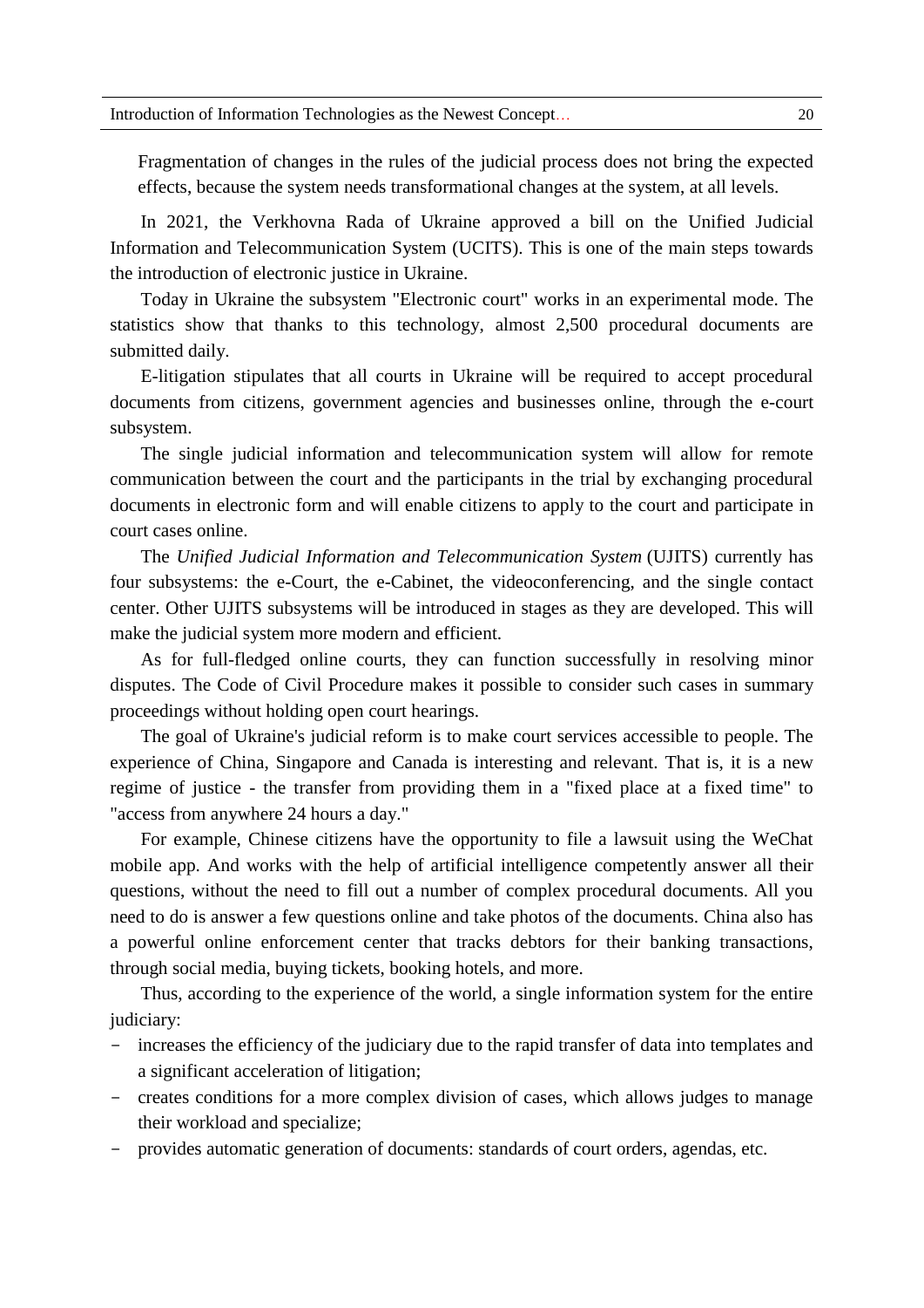Fragmentation of changes in the rules of the judicial process does not bring the expected effects, because the system needs transformational changes at the system, at all levels.

In 2021, the Verkhovna Rada of Ukraine approved a bill on the Unified Judicial Information and Telecommunication System (UCITS). This is one of the main steps towards the introduction of electronic justice in Ukraine.

Today in Ukraine the subsystem "Electronic court" works in an experimental mode. The statistics show that thanks to this technology, almost 2,500 procedural documents are submitted daily.

E-litigation stipulates that all courts in Ukraine will be required to accept procedural documents from citizens, government agencies and businesses online, through the e-court subsystem.

The single judicial information and telecommunication system will allow for remote communication between the court and the participants in the trial by exchanging procedural documents in electronic form and will enable citizens to apply to the court and participate in court cases online.

The *Unified Judicial Information and Telecommunication System* (UJITS) currently has four subsystems: the e-Court, the e-Cabinet, the videoconferencing, and the single contact center. Other UJITS subsystems will be introduced in stages as they are developed. This will make the judicial system more modern and efficient.

As for full-fledged online courts, they can function successfully in resolving minor disputes. The Code of Civil Procedure makes it possible to consider such cases in summary proceedings without holding open court hearings.

The goal of Ukraine's judicial reform is to make court services accessible to people. The experience of China, Singapore and Canada is interesting and relevant. That is, it is a new regime of justice - the transfer from providing them in a "fixed place at a fixed time" to "access from anywhere 24 hours a day."

For example, Chinese citizens have the opportunity to file a lawsuit using the WeChat mobile app. And works with the help of artificial intelligence competently answer all their questions, without the need to fill out a number of complex procedural documents. All you need to do is answer a few questions online and take photos of the documents. China also has a powerful online enforcement center that tracks debtors for their banking transactions, through social media, buying tickets, booking hotels, and more.

Thus, according to the experience of the world, a single information system for the entire judiciary:

- increases the efficiency of the judiciary due to the rapid transfer of data into templates and a significant acceleration of litigation;
- creates conditions for a more complex division of cases, which allows judges to manage their workload and specialize;
- provides automatic generation of documents: standards of court orders, agendas, etc.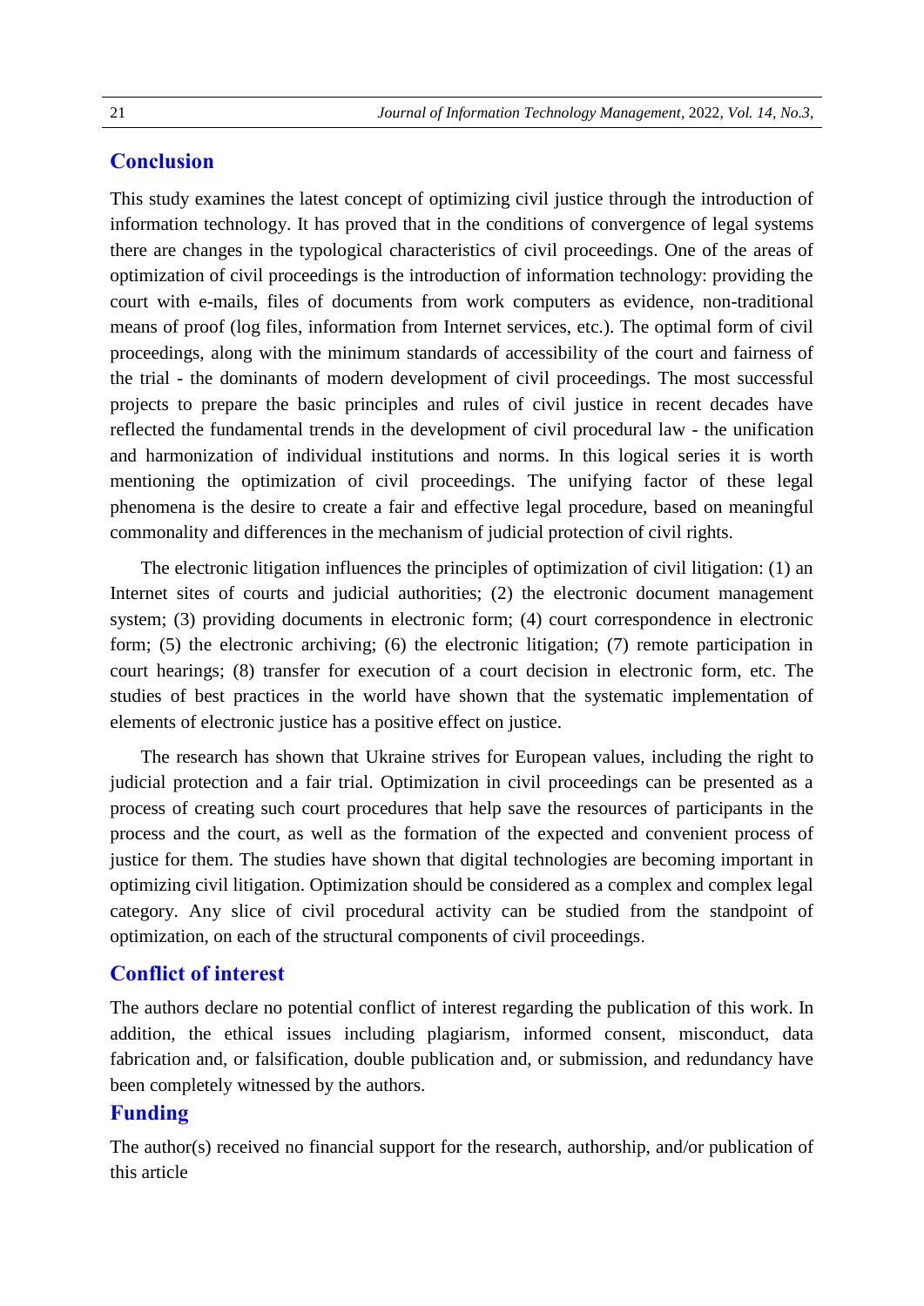## Conclusion

This study examines the latest concept of optimizing civil justice through the introduction of information technology. It has proved that in the conditions of convergence of legal systems there are changes in the typological characteristics of civil proceedings. One of the areas of optimization of civil proceedings is the introduction of information technology: providing the court with e-mails, files of documents from work computers as evidence, non-traditional means of proof (log files, information from Internet services, etc.). The optimal form of civil proceedings, along with the minimum standards of accessibility of the court and fairness of the trial - the dominants of modern development of civil proceedings. The most successful projects to prepare the basic principles and rules of civil justice in recent decades have reflected the fundamental trends in the development of civil procedural law - the unification and harmonization of individual institutions and norms. In this logical series it is worth mentioning the optimization of civil proceedings. The unifying factor of these legal phenomena is the desire to create a fair and effective legal procedure, based on meaningful commonality and differences in the mechanism of judicial protection of civil rights.

The electronic litigation influences the principles of optimization of civil litigation: (1) an Internet sites of courts and judicial authorities; (2) the electronic document management system; (3) providing documents in electronic form; (4) court correspondence in electronic form; (5) the electronic archiving; (6) the electronic litigation; (7) remote participation in court hearings; (8) transfer for execution of a court decision in electronic form, etc. The studies of best practices in the world have shown that the systematic implementation of elements of electronic justice has a positive effect on justice.

The research has shown that Ukraine strives for European values, including the right to judicial protection and a fair trial. Optimization in civil proceedings can be presented as a process of creating such court procedures that help save the resources of participants in the process and the court, as well as the formation of the expected and convenient process of justice for them. The studies have shown that digital technologies are becoming important in optimizing civil litigation. Optimization should be considered as a complex and complex legal category. Any slice of civil procedural activity can be studied from the standpoint of optimization, on each of the structural components of civil proceedings.

## Conflict of interest

The authors declare no potential conflict of interest regarding the publication of this work. In addition, the ethical issues including plagiarism, informed consent, misconduct, data fabrication and, or falsification, double publication and, or submission, and redundancy have been completely witnessed by the authors.

## Funding

The author(s) received no financial support for the research, authorship, and/or publication of this article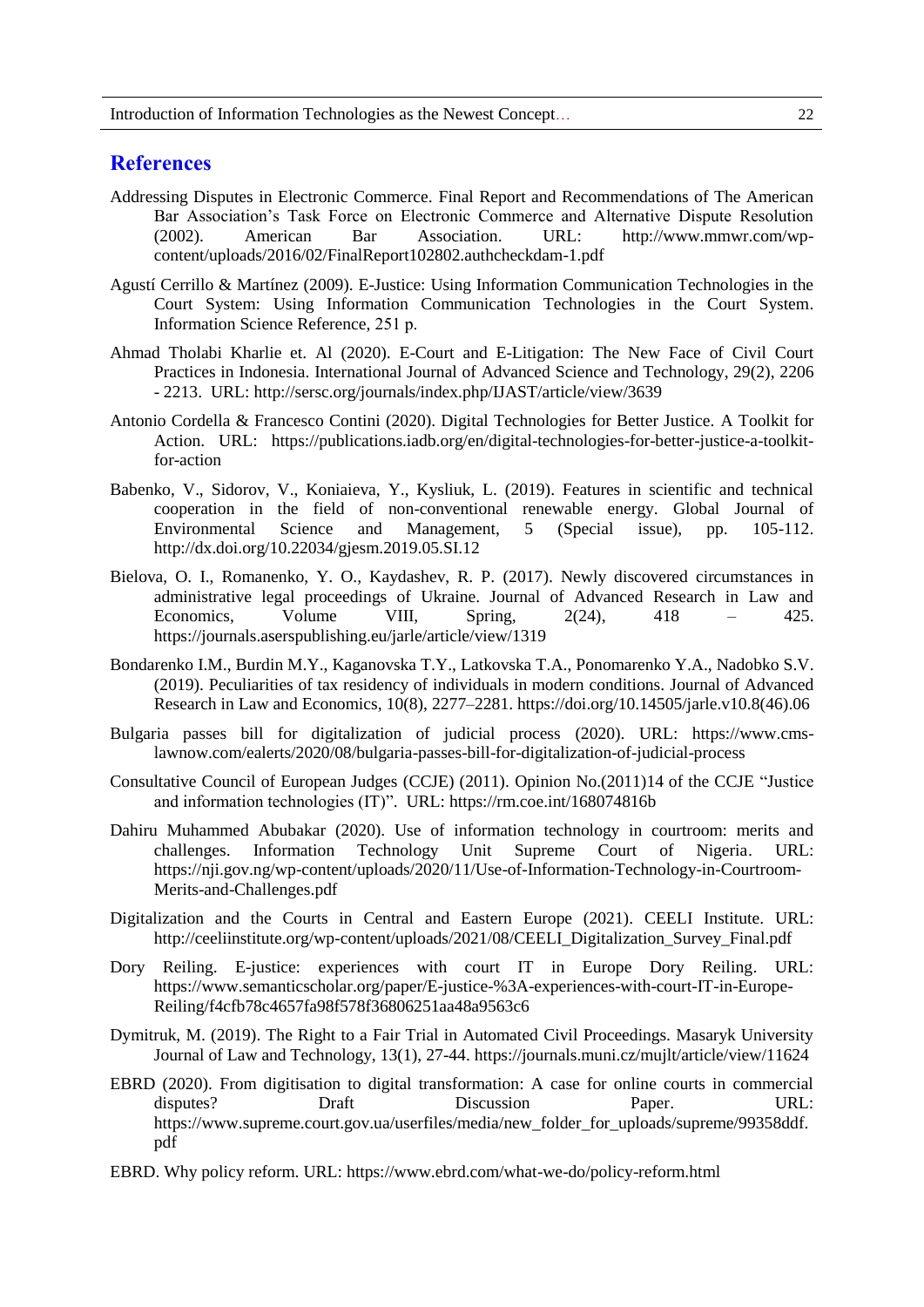## References

Addressing Disputes in Electronic Commerce. Final Report and Recommendations of The American Bar Association's Task Force on Electronic Commerce and Alternative Dispute Resolution (2002). American Bar Association. URL: http://www.mmwr.com/wp-content/uploads/2016/02/FinalReport102802.authcheckdam-1.pdf

Agustí Cerrillo & Martínez (2009). E-Justice: Using Information Communication Technologies in the Court System: Using Information Communication Technologies in the Court System. Information Science Reference, 251 p.

Ahmad Tholabi Kharlie et. Al (2020). E-Court and E-Litigation: The New Face of Civil Court Practices in Indonesia. International Journal of Advanced Science and Technology, 29(2), 2206 - 2213. URL: http://sersc.org/journals/index.php/IJAST/article/view/3639

Antonio Cordella & Francesco Contini (2020). Digital Technologies for Better Justice. A Toolkit for Action. URL: https://publications.iadb.org/en/digital-technologies-for-better-justice-a-toolkit-for-action

Babenko, V., Sidorov, V., Koniaieva, Y., Kysliuk, L. (2019). Features in scientific and technical cooperation in the field of non-conventional renewable energy. Global Journal of Environmental Science and Management, 5 (Special issue), pp. 105-112. http://dx.doi.org/10.22034/gjesm.2019.05.SI.12

Bielova, O. I., Romanenko, Y. O., Kaydashev, R. P. (2017). Newly discovered circumstances in administrative legal proceedings of Ukraine. Journal of Advanced Research in Law and Economics, Volume VIII, Spring, 2(24), 418 – 425. https://journals.aserspublishing.eu/jarle/article/view/1319

Bondarenko I.M., Burdin M.Y., Kaganovska T.Y., Latkovska T.A., Ponomarenko Y.A., Nadobko S.V. (2019). Peculiarities of tax residency of individuals in modern conditions. Journal of Advanced Research in Law and Economics, 10(8), 2277–2281. https://doi.org/10.14505/jarle.v10.8(46).06

Bulgaria passes bill for digitalization of judicial process (2020). URL: https://www.cms-lawnow.com/ealerts/2020/08/bulgaria-passes-bill-for-digitalization-of-judicial-process

Consultative Council of European Judges (CCJE) (2011). Opinion No.(2011)14 of the CCJE "Justice and information technologies (IT)". URL: https://rm.coe.int/168074816b

Dahiru Muhammed Abubakar (2020). Use of information technology in courtroom: merits and challenges. Information Technology Unit Supreme Court of Nigeria. URL: https://nji.gov.ng/wp-content/uploads/2020/11/Use-of-Information-Technology-in-Courtroom-Merits-and-Challenges.pdf

Digitalization and the Courts in Central and Eastern Europe (2021). CEELI Institute. URL: http://ceeliinstitute.org/wp-content/uploads/2021/08/CEELI_Digitalization_Survey_Final.pdf

Dory Reiling. E-justice: experiences with court IT in Europe Dory Reiling. URL: https://www.semanticscholar.org/paper/E-justice-%3A-experiences-with-court-IT-in-Europe-Reiling/f4cfb78c4657fa98f578f36806251aa48a9563c6

Dymitruk, M. (2019). The Right to a Fair Trial in Automated Civil Proceedings. Masaryk University Journal of Law and Technology, 13(1), 27-44. https://journals.muni.cz/mujlt/article/view/11624

EBRD (2020). From digitisation to digital transformation: A case for online courts in commercial disputes? Draft Discussion Paper. URL: https://www.supreme.court.gov.ua/userfiles/media/new_folder_for_uploads/supreme/99358ddf.pdf

EBRD. Why policy reform. URL: https://www.ebrd.com/what-we-do/policy-reform.html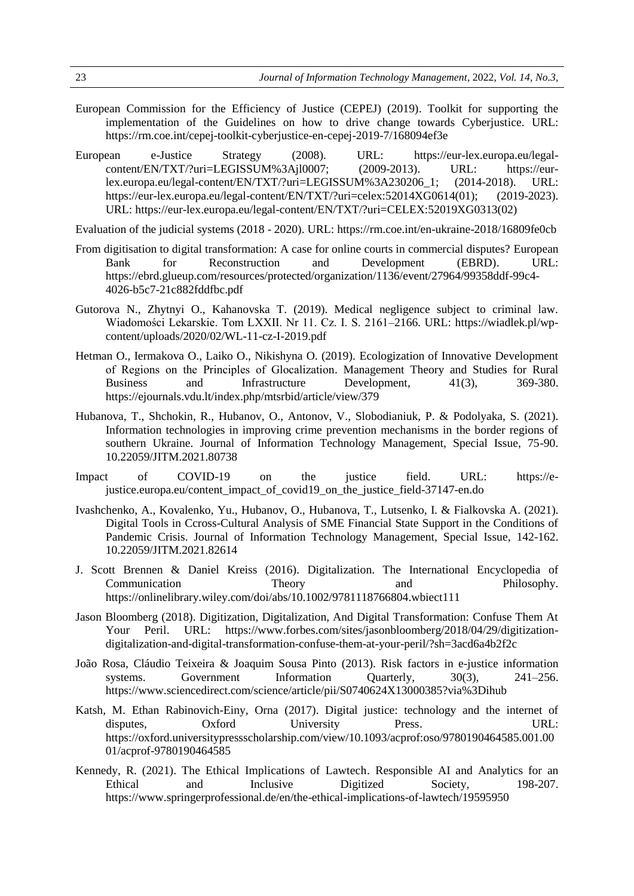European Commission for the Efficiency of Justice (CEPEJ) (2019). Toolkit for supporting the implementation of the Guidelines on how to drive change towards Cyberjustice. URL: https://rm.coe.int/cepej-toolkit-cyberjustice-en-cepej-2019-7/168094ef3e

European e-Justice Strategy (2008). URL: https://eur-lex.europa.eu/legal-content/EN/TXT/?uri=LEGISSUM%3Ajl0007; (2009-2013). URL: https://eur-lex.europa.eu/legal-content/EN/TXT/?uri=LEGISSUM%3A230206_1; (2014-2018). URL: https://eur-lex.europa.eu/legal-content/EN/TXT/?uri=celex:52014XG0614(01); (2019-2023). URL: https://eur-lex.europa.eu/legal-content/EN/TXT/?uri=CELEX:52019XG0313(02)

Evaluation of the judicial systems (2018 - 2020). URL: https://rm.coe.int/en-ukraine-2018/16809fe0cb

From digitisation to digital transformation: A case for online courts in commercial disputes? European Bank for Reconstruction and Development (EBRD). URL: https://ebrd.glueup.com/resources/protected/organization/1136/event/27964/99358ddf-99c4-4026-b5c7-21c882fddfbc.pdf

Gutorova N., Zhytnyi O., Kahanovska T. (2019). Medical negligence subject to criminal law. Wiadomości Lekarskie. Tom LXXII. Nr 11. Cz. I. S. 2161–2166. URL: https://wiadlek.pl/wp-content/uploads/2020/02/WL-11-cz-I-2019.pdf

Hetman O., Iermakova O., Laiko O., Nikishyna O. (2019). Ecologization of Innovative Development of Regions on the Principles of Glocalization. Management Theory and Studies for Rural Business and Infrastructure Development, 41(3), 369-380. https://ejournals.vdu.lt/index.php/mtsrbid/article/view/379

Hubanova, T., Shchokin, R., Hubanov, O., Antonov, V., Slobodianiuk, P. & Podolyaka, S. (2021). Information technologies in improving crime prevention mechanisms in the border regions of southern Ukraine. Journal of Information Technology Management, Special Issue, 75-90. 10.22059/JITM.2021.80738

Impact of COVID-19 on the justice field. URL: https://e-justice.europa.eu/content_impact_of_covid19_on_the_justice_field-37147-en.do

Ivashchenko, A., Kovalenko, Yu., Hubanov, O., Hubanova, T., Lutsenko, I. & Fialkovska A. (2021). Digital Tools in Ccross-Cultural Analysis of SME Financial State Support in the Conditions of Pandemic Crisis. Journal of Information Technology Management, Special Issue, 142-162. 10.22059/JITM.2021.82614

J. Scott Brennen & Daniel Kreiss (2016). Digitalization. The International Encyclopedia of Communication Theory and Philosophy. https://onlinelibrary.wiley.com/doi/abs/10.1002/9781118766804.wbiect111

Jason Bloomberg (2018). Digitization, Digitalization, And Digital Transformation: Confuse Them At Your Peril. URL: https://www.forbes.com/sites/jasonbloomberg/2018/04/29/digitization-digitalization-and-digital-transformation-confuse-them-at-your-peril/?sh=3acd6a4b2f2c

João Rosa, Cláudio Teixeira & Joaquim Sousa Pinto (2013). Risk factors in e-justice information systems. Government Information Quarterly, 30(3), 241–256. https://www.sciencedirect.com/science/article/pii/S0740624X13000385?via%3Dihub

Katsh, M. Ethan Rabinovich-Einy, Orna (2017). Digital justice: technology and the internet of disputes, Oxford University Press. URL: https://oxford.universitypressscholarship.com/view/10.1093/acprof:oso/9780190464585.001.0001/acprof-9780190464585

Kennedy, R. (2021). The Ethical Implications of Lawtech. Responsible AI and Analytics for an Ethical and Inclusive Digitized Society, 198-207. https://www.springerprofessional.de/en/the-ethical-implications-of-lawtech/19595950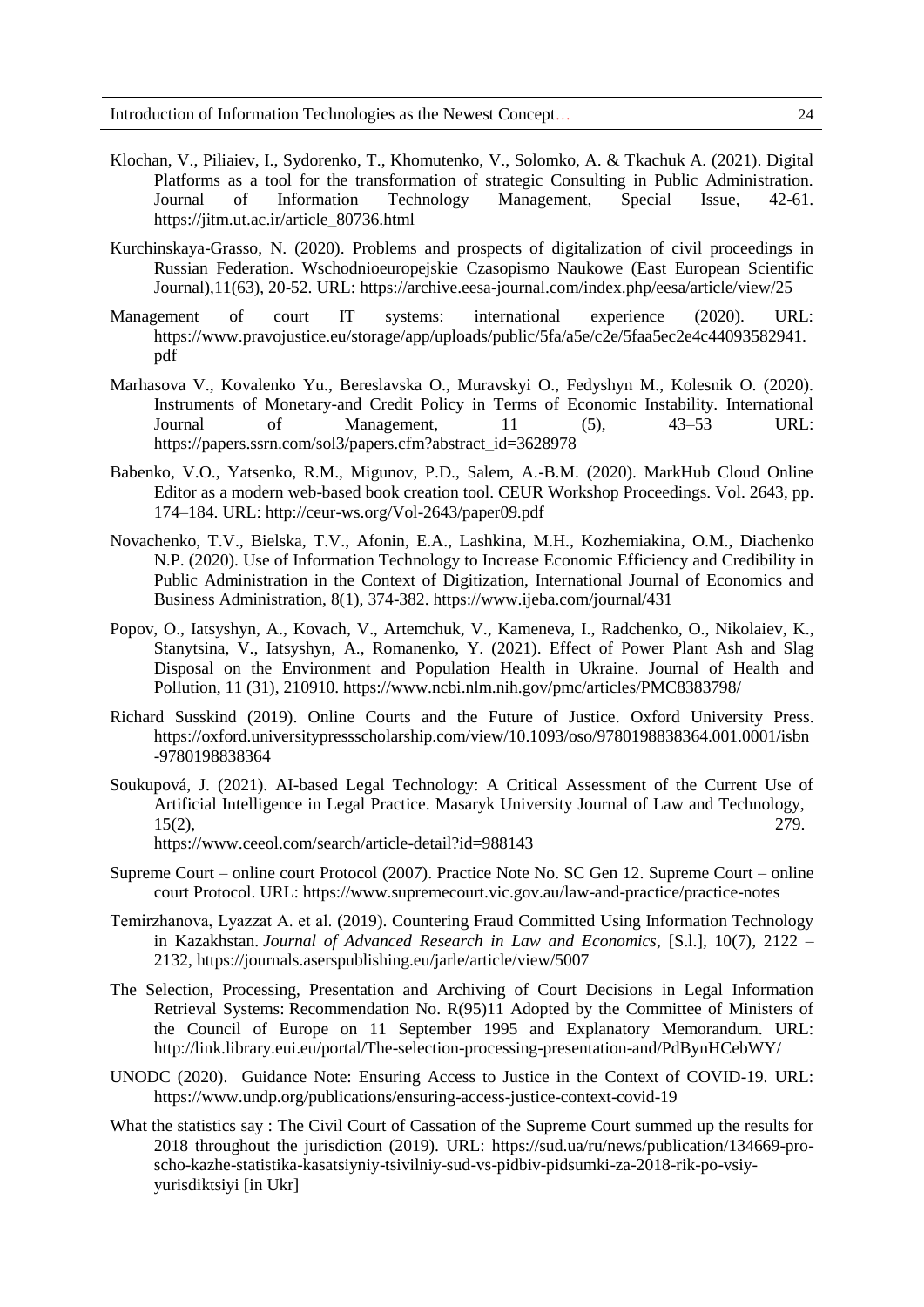Klochan, V., Piliaiev, I., Sydorenko, T., Khomutenko, V., Solomko, A. & Tkachuk A. (2021). Digital Platforms as a tool for the transformation of strategic Consulting in Public Administration. Journal of Information Technology Management, Special Issue, 42-61. https://jitm.ut.ac.ir/article_80736.html

Kurchinskaya-Grasso, N. (2020). Problems and prospects of digitalization of civil proceedings in Russian Federation. Wschodnioeuropejskie Czasopismo Naukowe (East European Scientific Journal),11(63), 20-52. URL: https://archive.eesa-journal.com/index.php/eesa/article/view/25

Management of court IT systems: international experience (2020). URL: https://www.pravojustice.eu/storage/app/uploads/public/5fa/a5e/c2e/5faa5ec2e4c44093582941.pdf

Marhasova V., Kovalenko Yu., Bereslavska O., Muravskyi O., Fedyshyn M., Kolesnik O. (2020). Instruments of Monetary-and Credit Policy in Terms of Economic Instability. International Journal of Management, 11 (5), 43–53 URL: https://papers.ssrn.com/sol3/papers.cfm?abstract_id=3628978

Babenko, V.O., Yatsenko, R.M., Migunov, P.D., Salem, A.-B.M. (2020). MarkHub Cloud Online Editor as a modern web-based book creation tool. CEUR Workshop Proceedings. Vol. 2643, pp. 174–184. URL: http://ceur-ws.org/Vol-2643/paper09.pdf

Novachenko, T.V., Bielska, T.V., Afonin, E.A., Lashkina, M.H., Kozhemiakina, O.M., Diachenko N.P. (2020). Use of Information Technology to Increase Economic Efficiency and Credibility in Public Administration in the Context of Digitization, International Journal of Economics and Business Administration, 8(1), 374-382. https://www.ijeba.com/journal/431

Popov, O., Iatsyshyn, A., Kovach, V., Artemchuk, V., Kameneva, I., Radchenko, O., Nikolaiev, K., Stanytsina, V., Iatsyshyn, A., Romanenko, Y. (2021). Effect of Power Plant Ash and Slag Disposal on the Environment and Population Health in Ukraine. Journal of Health and Pollution, 11 (31), 210910. https://www.ncbi.nlm.nih.gov/pmc/articles/PMC8383798/

Richard Susskind (2019). Online Courts and the Future of Justice. Oxford University Press. https://oxford.universitypressscholarship.com/view/10.1093/oso/9780198838364.001.0001/isbn-9780198838364

Soukupová, J. (2021). AI-based Legal Technology: A Critical Assessment of the Current Use of Artificial Intelligence in Legal Practice. Masaryk University Journal of Law and Technology, 15(2), 279. https://www.ceeol.com/search/article-detail?id=988143

Supreme Court – online court Protocol (2007). Practice Note No. SC Gen 12. Supreme Court – online court Protocol. URL: https://www.supremecourt.vic.gov.au/law-and-practice/practice-notes

Temirzhanova, Lyazzat A. et al. (2019). Countering Fraud Committed Using Information Technology in Kazakhstan. *Journal of Advanced Research in Law and Economics*, [S.l.], 10(7), 2122 – 2132, https://journals.aserspublishing.eu/jarle/article/view/5007

The Selection, Processing, Presentation and Archiving of Court Decisions in Legal Information Retrieval Systems: Recommendation No. R(95)11 Adopted by the Committee of Ministers of the Council of Europe on 11 September 1995 and Explanatory Memorandum. URL: http://link.library.eui.eu/portal/The-selection-processing-presentation-and/PdBynHCebWY/

UNODC (2020). Guidance Note: Ensuring Access to Justice in the Context of COVID-19. URL: https://www.undp.org/publications/ensuring-access-justice-context-covid-19

What the statistics say : The Civil Court of Cassation of the Supreme Court summed up the results for 2018 throughout the jurisdiction (2019). URL: https://sud.ua/ru/news/publication/134669-pro-scho-kazhe-statistika-kasatsiyniy-tsivilniy-sud-vs-pidbiv-pidsumki-za-2018-rik-po-vsiy-yurisdiktsiyi [in Ukr]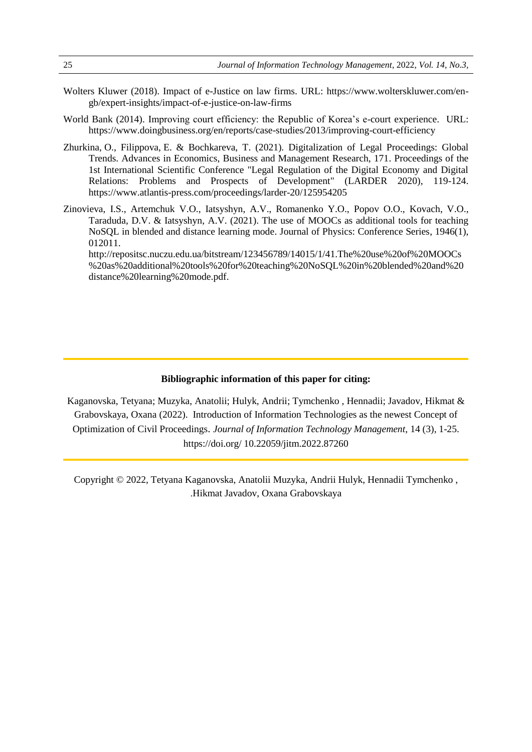Wolters Kluwer (2018). Impact of e-Justice on law firms. URL: https://www.wolterskluwer.com/en-gb/expert-insights/impact-of-e-justice-on-law-firms

World Bank (2014). Improving court efficiency: the Republic of Korea's e-court experience. URL: https://www.doingbusiness.org/en/reports/case-studies/2013/improving-court-efficiency

Zhurkina, O., Filippova, E. & Bochkareva, T. (2021). Digitalization of Legal Proceedings: Global Trends. Advances in Economics, Business and Management Research, 171. Proceedings of the 1st International Scientific Conference "Legal Regulation of the Digital Economy and Digital Relations: Problems and Prospects of Development" (LARDER 2020), 119-124. https://www.atlantis-press.com/proceedings/larder-20/125954205

Zinovieva, I.S., Artemchuk V.O., Iatsyshyn, A.V., Romanenko Y.O., Popov O.O., Kovach, V.O., Taraduda, D.V. & Iatsyshyn, A.V. (2021). The use of MOOCs as additional tools for teaching NoSQL in blended and distance learning mode. Journal of Physics: Conference Series, 1946(1), 012011. http://repositsc.nuczu.edu.ua/bitstream/123456789/14015/1/41.The%20use%20of%20MOOCs%20as%20additional%20tools%20for%20teaching%20NoSQL%20in%20blended%20and%20distance%20learning%20mode.pdf.

---

**Bibliographic information of this paper for citing:**

Kaganovska, Tetyana; Muzyka, Anatolii; Hulyk, Andrii; Tymchenko , Hennadii; Javadov, Hikmat & Grabovskaya, Oxana (2022). Introduction of Information Technologies as the newest Concept of Optimization of Civil Proceedings. *Journal of Information Technology Management*, 14 (3), 1-25. https://doi.org/ 10.22059/jitm.2022.87260

---

Copyright © 2022, Tetyana Kaganovska, Anatolii Muzyka, Andrii Hulyk, Hennadii Tymchenko , Hikmat Javadov, Oxana Grabovskaya.